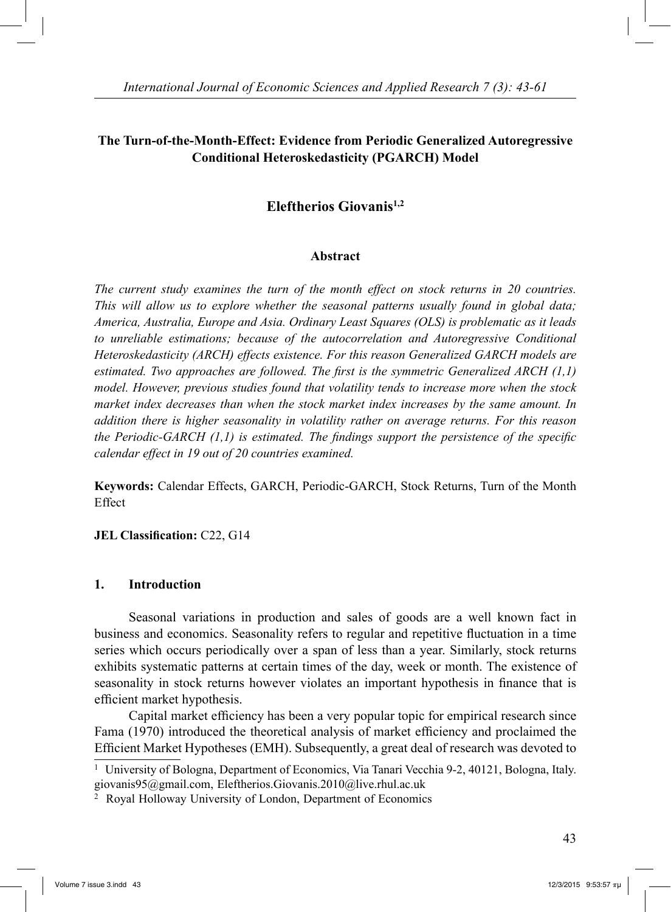# The Turn-of-the-Month-Effect: Evidence from Periodic Generalized Autoregressive Conditional Heteroskedasticity (PGARCH) Model

## Eleftherios Giovanis[1,2]

### Abstract

*The current study examines the turn of the month effect on stock returns in 20 countries. This will allow us to explore whether the seasonal patterns usually found in global data; America, Australia, Europe and Asia. Ordinary Least Squares (OLS) is problematic as it leads to unreliable estimations; because of the autocorrelation and Autoregressive Conditional Heteroskedasticity (ARCH) effects existence. For this reason Generalized GARCH models are estimated. Two approaches are followed. The first is the symmetric Generalized ARCH (1,1) model. However, previous studies found that volatility tends to increase more when the stock market index decreases than when the stock market index increases by the same amount. In addition there is higher seasonality in volatility rather on average returns. For this reason the Periodic-GARCH (1,1) is estimated. The findings support the persistence of the specific calendar effect in 19 out of 20 countries examined.*

**Keywords:** Calendar Effects, GARCH, Periodic-GARCH, Stock Returns, Turn of the Month Effect

**JEL Classification:** C22, G14

## 1. Introduction

Seasonal variations in production and sales of goods are a well known fact in business and economics. Seasonality refers to regular and repetitive fluctuation in a time series which occurs periodically over a span of less than a year. Similarly, stock returns exhibits systematic patterns at certain times of the day, week or month. The existence of seasonality in stock returns however violates an important hypothesis in finance that is efficient market hypothesis.

Capital market efficiency has been a very popular topic for empirical research since Fama (1970) introduced the theoretical analysis of market efficiency and proclaimed the Efficient Market Hypotheses (EMH). Subsequently, a great deal of research was devoted to

---

[1] University of Bologna, Department of Economics, Via Tanari Vecchia 9-2, 40121, Bologna, Italy. giovanis95@gmail.com, Eleftherios.Giovanis.2010@live.rhul.ac.uk

[2] Royal Holloway University of London, Department of Economics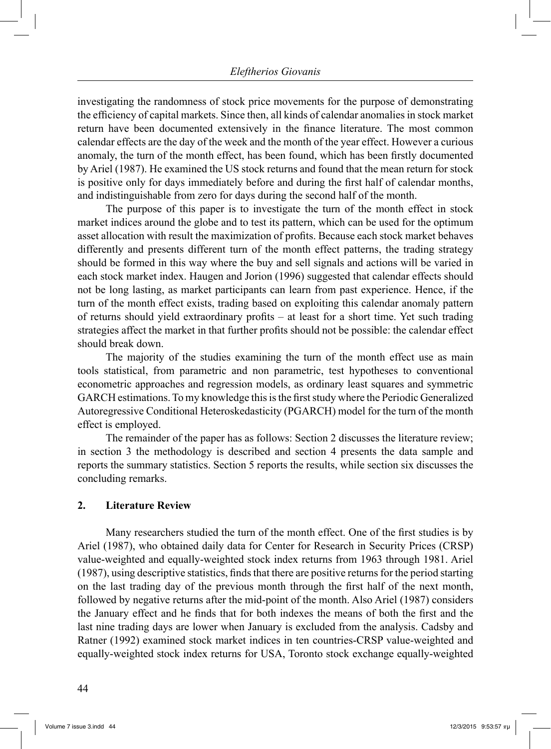investigating the randomness of stock price movements for the purpose of demonstrating the efficiency of capital markets. Since then, all kinds of calendar anomalies in stock market return have been documented extensively in the finance literature. The most common calendar effects are the day of the week and the month of the year effect. However a curious anomaly, the turn of the month effect, has been found, which has been firstly documented by Ariel (1987). He examined the US stock returns and found that the mean return for stock is positive only for days immediately before and during the first half of calendar months, and indistinguishable from zero for days during the second half of the month.

The purpose of this paper is to investigate the turn of the month effect in stock market indices around the globe and to test its pattern, which can be used for the optimum asset allocation with result the maximization of profits. Because each stock market behaves differently and presents different turn of the month effect patterns, the trading strategy should be formed in this way where the buy and sell signals and actions will be varied in each stock market index. Haugen and Jorion (1996) suggested that calendar effects should not be long lasting, as market participants can learn from past experience. Hence, if the turn of the month effect exists, trading based on exploiting this calendar anomaly pattern of returns should yield extraordinary profits – at least for a short time. Yet such trading strategies affect the market in that further profits should not be possible: the calendar effect should break down.

The majority of the studies examining the turn of the month effect use as main tools statistical, from parametric and non parametric, test hypotheses to conventional econometric approaches and regression models, as ordinary least squares and symmetric GARCH estimations. To my knowledge this is the first study where the Periodic Generalized Autoregressive Conditional Heteroskedasticity (PGARCH) model for the turn of the month effect is employed.

The remainder of the paper has as follows: Section 2 discusses the literature review; in section 3 the methodology is described and section 4 presents the data sample and reports the summary statistics. Section 5 reports the results, while section six discusses the concluding remarks.

## 2. Literature Review

Many researchers studied the turn of the month effect. One of the first studies is by Ariel (1987), who obtained daily data for Center for Research in Security Prices (CRSP) value-weighted and equally-weighted stock index returns from 1963 through 1981. Ariel (1987), using descriptive statistics, finds that there are positive returns for the period starting on the last trading day of the previous month through the first half of the next month, followed by negative returns after the mid-point of the month. Also Ariel (1987) considers the January effect and he finds that for both indexes the means of both the first and the last nine trading days are lower when January is excluded from the analysis. Cadsby and Ratner (1992) examined stock market indices in ten countries-CRSP value-weighted and equally-weighted stock index returns for USA, Toronto stock exchange equally-weighted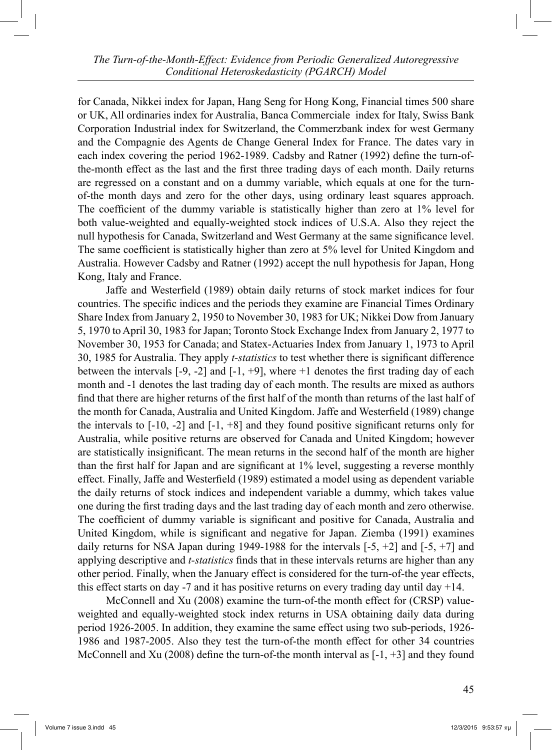for Canada, Nikkei index for Japan, Hang Seng for Hong Kong, Financial times 500 share or UK, All ordinaries index for Australia, Banca Commerciale index for Italy, Swiss Bank Corporation Industrial index for Switzerland, the Commerzbank index for west Germany and the Compagnie des Agents de Change General Index for France. The dates vary in each index covering the period 1962-1989. Cadsby and Ratner (1992) define the turn-of-the-month effect as the last and the first three trading days of each month. Daily returns are regressed on a constant and on a dummy variable, which equals at one for the turn-of-the month days and zero for the other days, using ordinary least squares approach. The coefficient of the dummy variable is statistically higher than zero at 1% level for both value-weighted and equally-weighted stock indices of U.S.A. Also they reject the null hypothesis for Canada, Switzerland and West Germany at the same significance level. The same coefficient is statistically higher than zero at 5% level for United Kingdom and Australia. However Cadsby and Ratner (1992) accept the null hypothesis for Japan, Hong Kong, Italy and France.

Jaffe and Westerfield (1989) obtain daily returns of stock market indices for four countries. The specific indices and the periods they examine are Financial Times Ordinary Share Index from January 2, 1950 to November 30, 1983 for UK; Nikkei Dow from January 5, 1970 to April 30, 1983 for Japan; Toronto Stock Exchange Index from January 2, 1977 to November 30, 1953 for Canada; and Statex-Actuaries Index from January 1, 1973 to April 30, 1985 for Australia. They apply *t-statistics* to test whether there is significant difference between the intervals [-9, -2] and [-1, +9], where +1 denotes the first trading day of each month and -1 denotes the last trading day of each month. The results are mixed as authors find that there are higher returns of the first half of the month than returns of the last half of the month for Canada, Australia and United Kingdom. Jaffe and Westerfield (1989) change the intervals to [-10, -2] and [-1, +8] and they found positive significant returns only for Australia, while positive returns are observed for Canada and United Kingdom; however are statistically insignificant. The mean returns in the second half of the month are higher than the first half for Japan and are significant at 1% level, suggesting a reverse monthly effect. Finally, Jaffe and Westerfield (1989) estimated a model using as dependent variable the daily returns of stock indices and independent variable a dummy, which takes value one during the first trading days and the last trading day of each month and zero otherwise. The coefficient of dummy variable is significant and positive for Canada, Australia and United Kingdom, while is significant and negative for Japan. Ziemba (1991) examines daily returns for NSA Japan during 1949-1988 for the intervals [-5, +2] and [-5, +7] and applying descriptive and *t-statistics* finds that in these intervals returns are higher than any other period. Finally, when the January effect is considered for the turn-of-the year effects, this effect starts on day -7 and it has positive returns on every trading day until day +14.

McConnell and Xu (2008) examine the turn-of-the month effect for (CRSP) value-weighted and equally-weighted stock index returns in USA obtaining daily data during period 1926-2005. In addition, they examine the same effect using two sub-periods, 1926-1986 and 1987-2005. Also they test the turn-of-the month effect for other 34 countries McConnell and Xu (2008) define the turn-of-the month interval as [-1, +3] and they found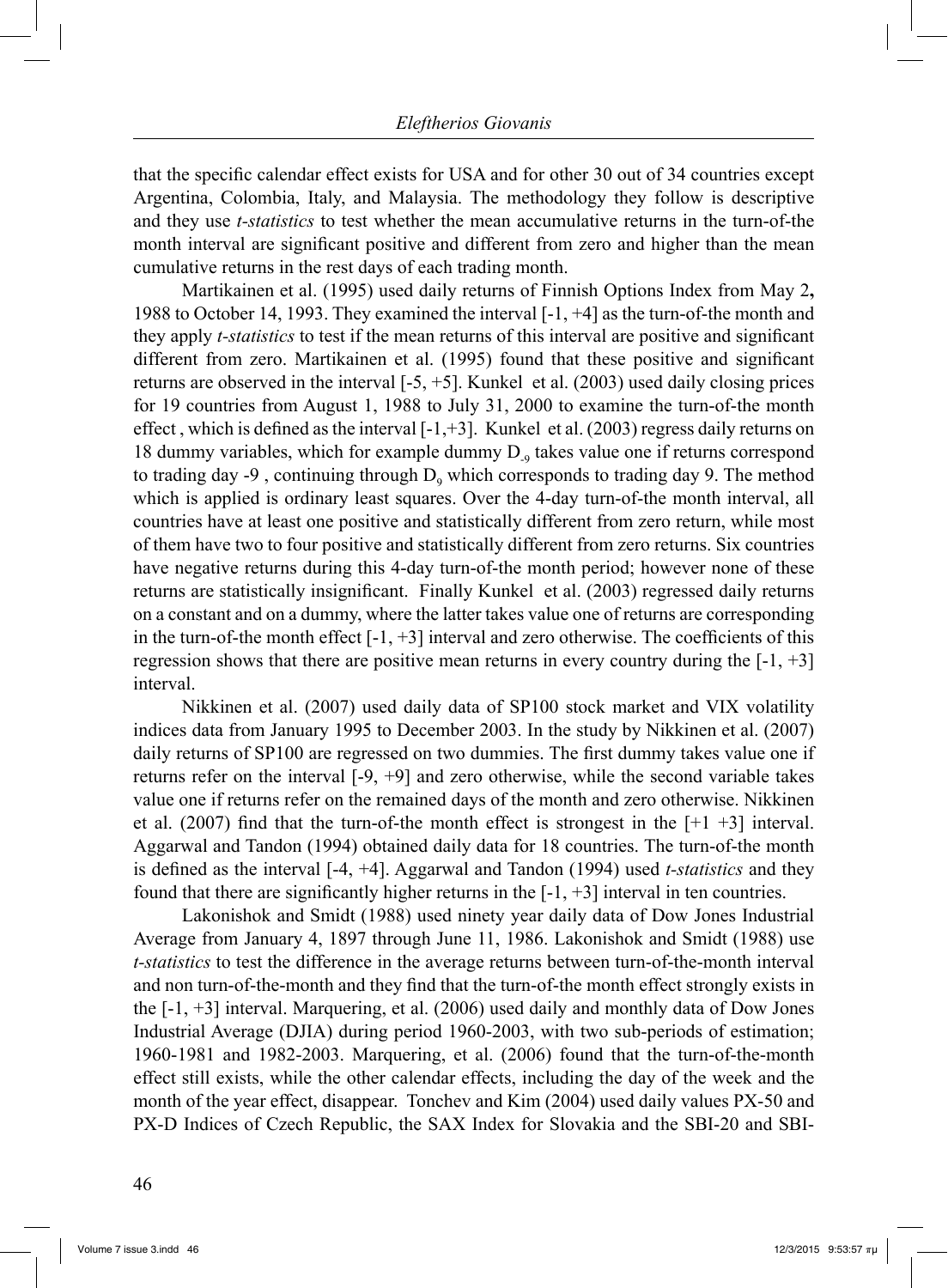that the specific calendar effect exists for USA and for other 30 out of 34 countries except Argentina, Colombia, Italy, and Malaysia. The methodology they follow is descriptive and they use *t-statistics* to test whether the mean accumulative returns in the turn-of-the month interval are significant positive and different from zero and higher than the mean cumulative returns in the rest days of each trading month.

Martikainen et al. (1995) used daily returns of Finnish Options Index from May 2**,** 1988 to October 14, 1993. They examined the interval [-1, +4] as the turn-of-the month and they apply *t-statistics* to test if the mean returns of this interval are positive and significant different from zero. Martikainen et al. (1995) found that these positive and significant returns are observed in the interval [-5, +5]. Kunkel et al. (2003) used daily closing prices for 19 countries from August 1, 1988 to July 31, 2000 to examine the turn-of-the month effect , which is defined as the interval [-1,+3]. Kunkel et al. (2003) regress daily returns on 18 dummy variables, which for example dummy $D_{-9}$ takes value one if returns correspond to trading day -9 , continuing through $D_9$ which corresponds to trading day 9. The method which is applied is ordinary least squares. Over the 4-day turn-of-the month interval, all countries have at least one positive and statistically different from zero return, while most of them have two to four positive and statistically different from zero returns. Six countries have negative returns during this 4-day turn-of-the month period; however none of these returns are statistically insignificant. Finally Kunkel et al. (2003) regressed daily returns on a constant and on a dummy, where the latter takes value one of returns are corresponding in the turn-of-the month effect [-1, +3] interval and zero otherwise. The coefficients of this regression shows that there are positive mean returns in every country during the [-1, +3] interval.

Nikkinen et al. (2007) used daily data of SP100 stock market and VIX volatility indices data from January 1995 to December 2003. In the study by Nikkinen et al. (2007) daily returns of SP100 are regressed on two dummies. The first dummy takes value one if returns refer on the interval [-9, +9] and zero otherwise, while the second variable takes value one if returns refer on the remained days of the month and zero otherwise. Nikkinen et al. (2007) find that the turn-of-the month effect is strongest in the [+1 +3] interval. Aggarwal and Tandon (1994) obtained daily data for 18 countries. The turn-of-the month is defined as the interval [-4, +4]. Aggarwal and Tandon (1994) used *t-statistics* and they found that there are significantly higher returns in the [-1, +3] interval in ten countries.

Lakonishok and Smidt (1988) used ninety year daily data of Dow Jones Industrial Average from January 4, 1897 through June 11, 1986. Lakonishok and Smidt (1988) use *t-statistics* to test the difference in the average returns between turn-of-the-month interval and non turn-of-the-month and they find that the turn-of-the month effect strongly exists in the [-1, +3] interval. Marquering, et al. (2006) used daily and monthly data of Dow Jones Industrial Average (DJIA) during period 1960-2003, with two sub-periods of estimation; 1960-1981 and 1982-2003. Marquering, et al. (2006) found that the turn-of-the-month effect still exists, while the other calendar effects, including the day of the week and the month of the year effect, disappear. Tonchev and Kim (2004) used daily values PX-50 and PX-D Indices of Czech Republic, the SAX Index for Slovakia and the SBI-20 and SBI-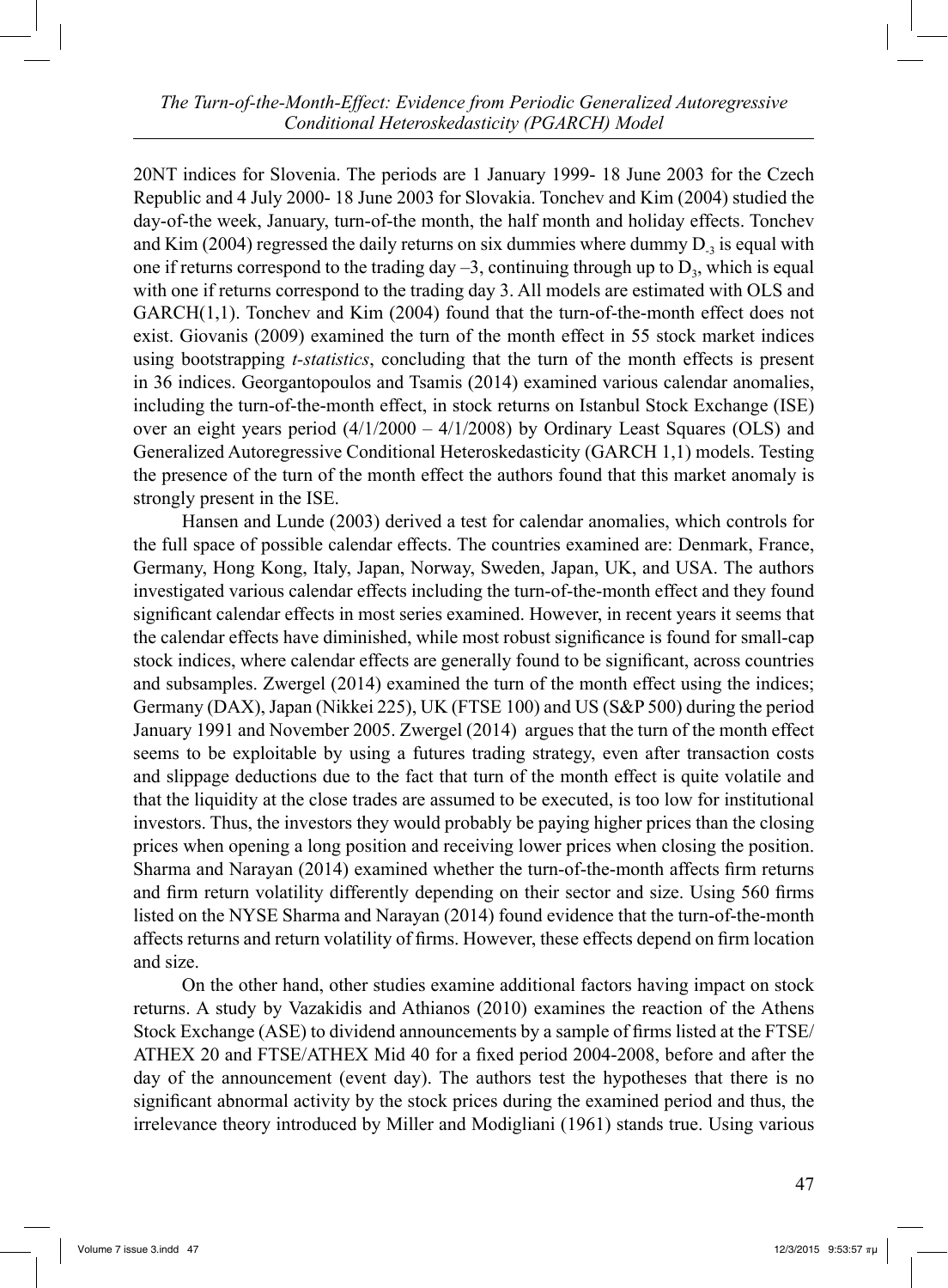20NT indices for Slovenia. The periods are 1 January 1999- 18 June 2003 for the Czech Republic and 4 July 2000- 18 June 2003 for Slovakia. Tonchev and Kim (2004) studied the day-of-the week, January, turn-of-the month, the half month and holiday effects. Tonchev and Kim (2004) regressed the daily returns on six dummies where dummy $D_{-3}$ is equal with one if returns correspond to the trading day –3, continuing through up to $D_3$, which is equal with one if returns correspond to the trading day 3. All models are estimated with OLS and GARCH(1,1). Tonchev and Kim (2004) found that the turn-of-the-month effect does not exist. Giovanis (2009) examined the turn of the month effect in 55 stock market indices using bootstrapping *t-statistics*, concluding that the turn of the month effects is present in 36 indices. Georgantopoulos and Tsamis (2014) examined various calendar anomalies, including the turn-of-the-month effect, in stock returns on Istanbul Stock Exchange (ISE) over an eight years period (4/1/2000 – 4/1/2008) by Ordinary Least Squares (OLS) and Generalized Autoregressive Conditional Heteroskedasticity (GARCH 1,1) models. Testing the presence of the turn of the month effect the authors found that this market anomaly is strongly present in the ISE.

Hansen and Lunde (2003) derived a test for calendar anomalies, which controls for the full space of possible calendar effects. The countries examined are: Denmark, France, Germany, Hong Kong, Italy, Japan, Norway, Sweden, Japan, UK, and USA. The authors investigated various calendar effects including the turn-of-the-month effect and they found significant calendar effects in most series examined. However, in recent years it seems that the calendar effects have diminished, while most robust significance is found for small-cap stock indices, where calendar effects are generally found to be significant, across countries and subsamples. Zwergel (2014) examined the turn of the month effect using the indices; Germany (DAX), Japan (Nikkei 225), UK (FTSE 100) and US (S&P 500) during the period January 1991 and November 2005. Zwergel (2014) argues that the turn of the month effect seems to be exploitable by using a futures trading strategy, even after transaction costs and slippage deductions due to the fact that turn of the month effect is quite volatile and that the liquidity at the close trades are assumed to be executed, is too low for institutional investors. Thus, the investors they would probably be paying higher prices than the closing prices when opening a long position and receiving lower prices when closing the position. Sharma and Narayan (2014) examined whether the turn-of-the-month affects firm returns and firm return volatility differently depending on their sector and size. Using 560 firms listed on the NYSE Sharma and Narayan (2014) found evidence that the turn-of-the-month affects returns and return volatility of firms. However, these effects depend on firm location and size.

On the other hand, other studies examine additional factors having impact on stock returns. A study by Vazakidis and Athianos (2010) examines the reaction of the Athens Stock Exchange (ASE) to dividend announcements by a sample of firms listed at the FTSE/ATHEX 20 and FTSE/ATHEX Mid 40 for a fixed period 2004-2008, before and after the day of the announcement (event day). The authors test the hypotheses that there is no significant abnormal activity by the stock prices during the examined period and thus, the irrelevance theory introduced by Miller and Modigliani (1961) stands true. Using various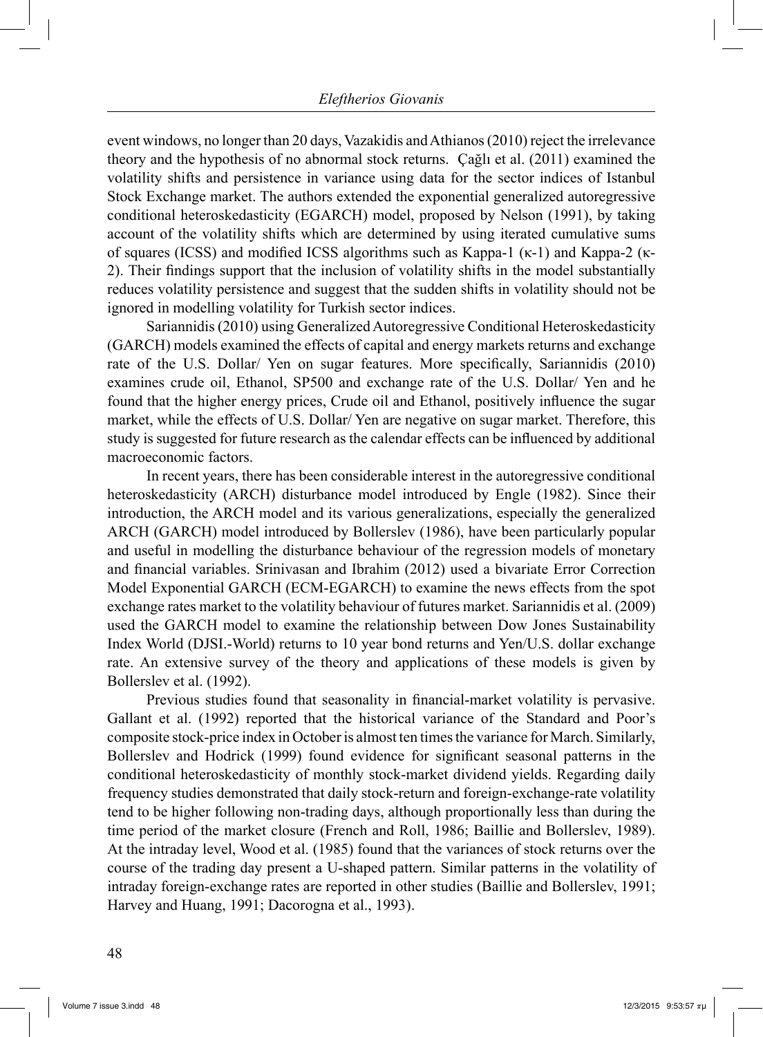event windows, no longer than 20 days, Vazakidis and Athianos (2010) reject the irrelevance theory and the hypothesis of no abnormal stock returns. Çağlı et al. (2011) examined the volatility shifts and persistence in variance using data for the sector indices of Istanbul Stock Exchange market. The authors extended the exponential generalized autoregressive conditional heteroskedasticity (EGARCH) model, proposed by Nelson (1991), by taking account of the volatility shifts which are determined by using iterated cumulative sums of squares (ICSS) and modified ICSS algorithms such as Kappa-1 (κ-1) and Kappa-2 (κ-2). Their findings support that the inclusion of volatility shifts in the model substantially reduces volatility persistence and suggest that the sudden shifts in volatility should not be ignored in modelling volatility for Turkish sector indices.

Sariannidis (2010) using Generalized Autoregressive Conditional Heteroskedasticity (GARCH) models examined the effects of capital and energy markets returns and exchange rate of the U.S. Dollar/ Yen on sugar features. More specifically, Sariannidis (2010) examines crude oil, Ethanol, SP500 and exchange rate of the U.S. Dollar/ Yen and he found that the higher energy prices, Crude oil and Ethanol, positively influence the sugar market, while the effects of U.S. Dollar/ Yen are negative on sugar market. Therefore, this study is suggested for future research as the calendar effects can be influenced by additional macroeconomic factors.

In recent years, there has been considerable interest in the autoregressive conditional heteroskedasticity (ARCH) disturbance model introduced by Engle (1982). Since their introduction, the ARCH model and its various generalizations, especially the generalized ARCH (GARCH) model introduced by Bollerslev (1986), have been particularly popular and useful in modelling the disturbance behaviour of the regression models of monetary and financial variables. Srinivasan and Ibrahim (2012) used a bivariate Error Correction Model Exponential GARCH (ECM-EGARCH) to examine the news effects from the spot exchange rates market to the volatility behaviour of futures market. Sariannidis et al. (2009) used the GARCH model to examine the relationship between Dow Jones Sustainability Index World (DJSI.-World) returns to 10 year bond returns and Yen/U.S. dollar exchange rate. An extensive survey of the theory and applications of these models is given by Bollerslev et al. (1992).

Previous studies found that seasonality in financial-market volatility is pervasive. Gallant et al. (1992) reported that the historical variance of the Standard and Poor's composite stock-price index in October is almost ten times the variance for March. Similarly, Bollerslev and Hodrick (1999) found evidence for significant seasonal patterns in the conditional heteroskedasticity of monthly stock-market dividend yields. Regarding daily frequency studies demonstrated that daily stock-return and foreign-exchange-rate volatility tend to be higher following non-trading days, although proportionally less than during the time period of the market closure (French and Roll, 1986; Baillie and Bollerslev, 1989). At the intraday level, Wood et al. (1985) found that the variances of stock returns over the course of the trading day present a U-shaped pattern. Similar patterns in the volatility of intraday foreign-exchange rates are reported in other studies (Baillie and Bollerslev, 1991; Harvey and Huang, 1991; Dacorogna et al., 1993).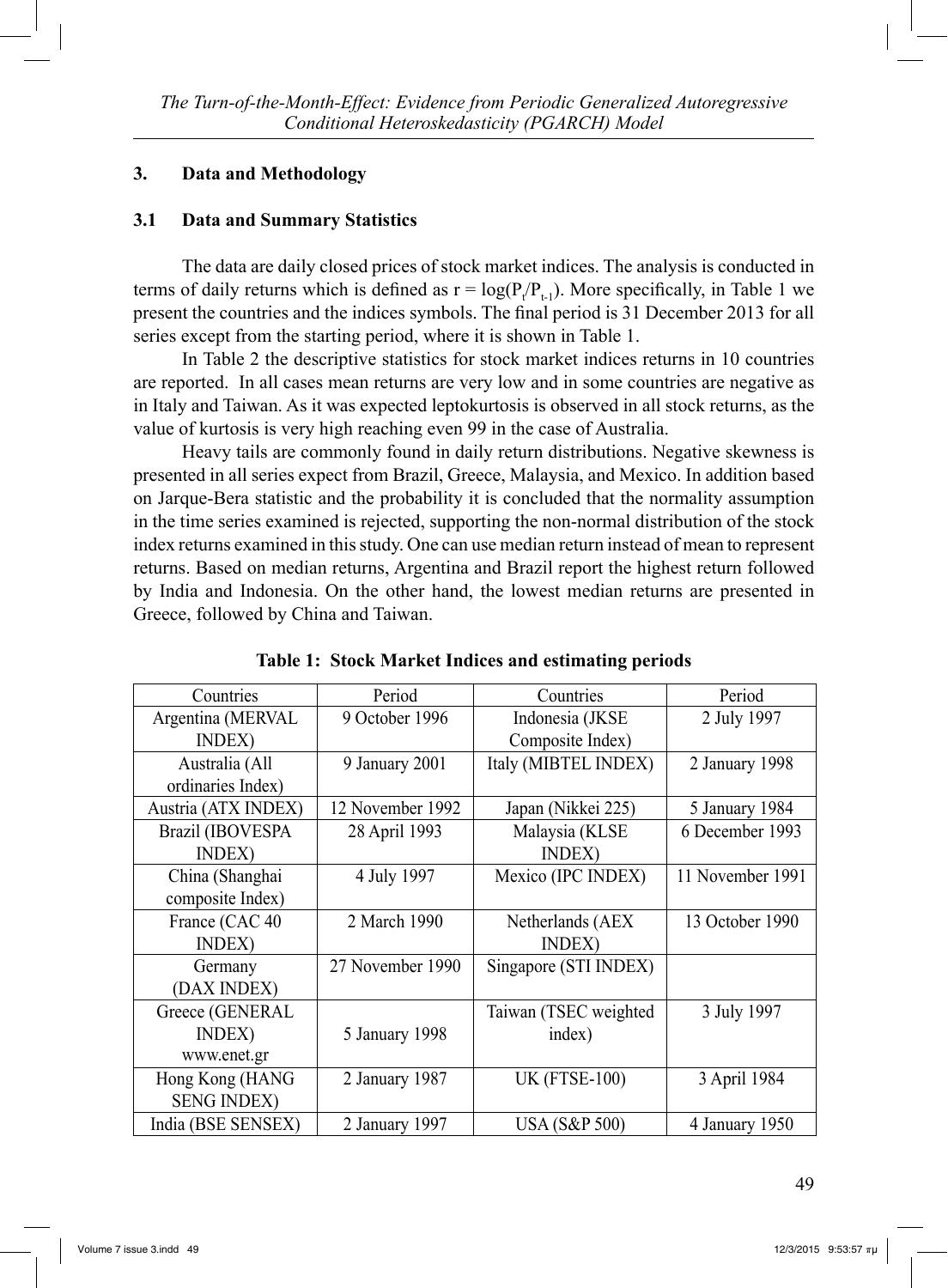## 3. Data and Methodology

### 3.1 Data and Summary Statistics

The data are daily closed prices of stock market indices. The analysis is conducted in terms of daily returns which is defined as $r = \log(P_t/P_{t-1})$. More specifically, in Table 1 we present the countries and the indices symbols. The final period is 31 December 2013 for all series except from the starting period, where it is shown in Table 1.

In Table 2 the descriptive statistics for stock market indices returns in 10 countries are reported. In all cases mean returns are very low and in some countries are negative as in Italy and Taiwan. As it was expected leptokurtosis is observed in all stock returns, as the value of kurtosis is very high reaching even 99 in the case of Australia.

Heavy tails are commonly found in daily return distributions. Negative skewness is presented in all series expect from Brazil, Greece, Malaysia, and Mexico. In addition based on Jarque-Bera statistic and the probability it is concluded that the normality assumption in the time series examined is rejected, supporting the non-normal distribution of the stock index returns examined in this study. One can use median return instead of mean to represent returns. Based on median returns, Argentina and Brazil report the highest return followed by India and Indonesia. On the other hand, the lowest median returns are presented in Greece, followed by China and Taiwan.

**Table 1: Stock Market Indices and estimating periods**

| Countries | Period | Countries | Period |
|---|---|---|---|
| Argentina (MERVAL INDEX) | 9 October 1996 | Indonesia (JKSE Composite Index) | 2 July 1997 |
| Australia (All ordinaries Index) | 9 January 2001 | Italy (MIBTEL INDEX) | 2 January 1998 |
| Austria (ATX INDEX) | 12 November 1992 | Japan (Nikkei 225) | 5 January 1984 |
| Brazil (IBOVESPA INDEX) | 28 April 1993 | Malaysia (KLSE INDEX) | 6 December 1993 |
| China (Shanghai composite Index) | 4 July 1997 | Mexico (IPC INDEX) | 11 November 1991 |
| France (CAC 40 INDEX) | 2 March 1990 | Netherlands (AEX INDEX) | 13 October 1990 |
| Germany (DAX INDEX) | 27 November 1990 | Singapore (STI INDEX) | |
| Greece (GENERAL INDEX) www.enet.gr | 5 January 1998 | Taiwan (TSEC weighted index) | 3 July 1997 |
| Hong Kong (HANG SENG INDEX) | 2 January 1987 | UK (FTSE-100) | 3 April 1984 |
| India (BSE SENSEX) | 2 January 1997 | USA (S&P 500) | 4 January 1950 |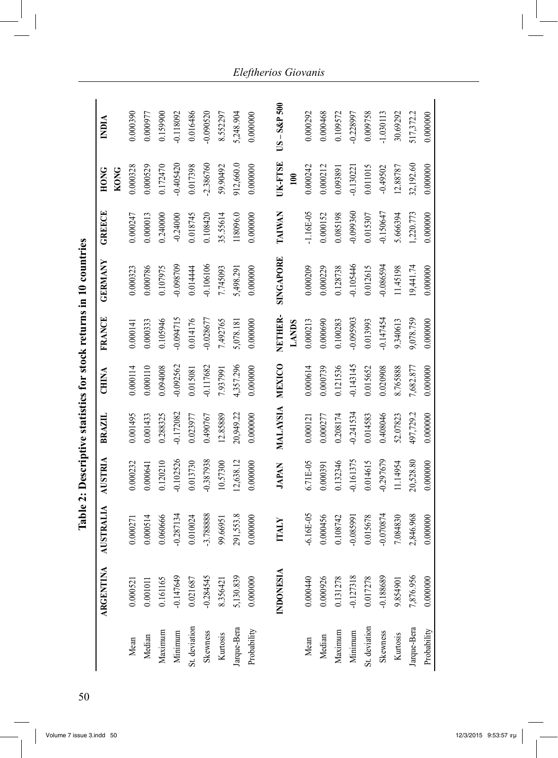**Table 2: Descriptive statistics for stock returns in 10 countries**

| | ARGENTINA | AUSTRALIA | AUSTRIA | BRAZIL | CHINA | FRANCE | GERMANY | GREECE | HONG KONG | INDIA |
|---|---|---|---|---|---|---|---|---|---|---|
| Mean | 0.000521 | 0.000271 | 0.000232 | 0.001495 | 0.000114 | 0.000141 | 0.000323 | 0.000247 | 0.000328 | 0.000390 |
| Median | 0.001011 | 0.000514 | 0.000641 | 0.001433 | 0.000110 | 0.000333 | 0.000786 | 0.000013 | 0.000529 | 0.000977 |
| Maximum | 0.161165 | 0.060666 | 0.120210 | 0.288325 | 0.094008 | 0.105946 | 0.107975 | 0.240000 | 0.172470 | 0.159900 |
| Minimum | -0.147649 | -0.287134 | -0.102526 | -0.172082 | -0.092562 | -0.094715 | -0.098709 | -0.24000 | -0.405420 | -0.118092 |
| St. deviation | 0.021687 | 0.010024 | 0.013730 | 0.023977 | 0.015081 | 0.014176 | 0.014444 | 0.018745 | 0.017398 | 0.016486 |
| Skewness | -0.284545 | -3.788888 | -0.387938 | 0.490767 | -0.117682 | -0.028677 | -0.106106 | 0.108420 | -2.386760 | -0.090520 |
| Kurtosis | 8.356421 | 99.66951 | 10.57300 | 12.85889 | 7.937991 | 7.492765 | 7.745093 | 35.55614 | 59.90492 | 8.552297 |
| Jarque-Bera | 5,130.839 | 291,553.8 | 12,638.12 | 20,949.22 | 4,357.296 | 5,078.181 | 5,498.291 | 118096.0 | 912,660.0 | 5,248.904 |
| Probability | 0.000000 | 0.000000 | 0.000000 | 0.000000 | 0.000000 | 0.000000 | 0.000000 | 0.000000 | 0.000000 | 0.000000 |
| | **INDONESIA** | **ITALY** | **JAPAN** | **MALAYSIA** | **MEXICO** | **NETHER-LANDS** | **SINGAPORE** | **TAIWAN** | **UK-FTSE 100** | **US – S&P 500** |
| Mean | 0.000440 | -6.16E-05 | 6.71E-05 | 0.000121 | 0.000614 | 0.000213 | 0.000209 | -1.16E-05 | 0.000242 | 0.000292 |
| Median | 0.000926 | 0.000456 | 0.000391 | 0.000277 | 0.000739 | 0.000690 | 0.000229 | 0.000152 | 0.000212 | 0.000468 |
| Maximum | 0.131278 | 0.108742 | 0.132346 | 0.208174 | 0.121536 | 0.100283 | 0.128738 | 0.085198 | 0.093891 | 0.109572 |
| Minimum | -0.127318 | -0.085991 | -0.161375 | -0.241534 | -0.143145 | -0.095903 | -0.105446 | -0.099360 | -0.130221 | -0.228997 |
| St. deviation | 0.017278 | 0.015678 | 0.014615 | 0.014583 | 0.015652 | 0.013993 | 0.012615 | 0.015307 | 0.011015 | 0.009758 |
| Skewness | -0.188689 | -0.070874 | -0.297679 | 0.408046 | 0.020908 | -0.147454 | -0.086594 | -0.150647 | -0.49502 | -1.030113 |
| Kurtosis | 9.854901 | 7.084830 | 11.14954 | 52.07823 | 8.765888 | 9.340613 | 11.45198 | 5.666394 | 12.88787 | 30.69292 |
| Jarque-Bera | 7,876.956 | 2,846.968 | 20,528.80 | 497,729.2 | 7,682.877 | 9,078.759 | 19,441.74 | 1,220.773 | 32,192.60 | 517,372.2 |
| Probability | 0.000000 | 0.000000 | 0.000000 | 0.000000 | 0.000000 | 0.000000 | 0.000000 | 0.000000 | 0.000000 | 0.000000 |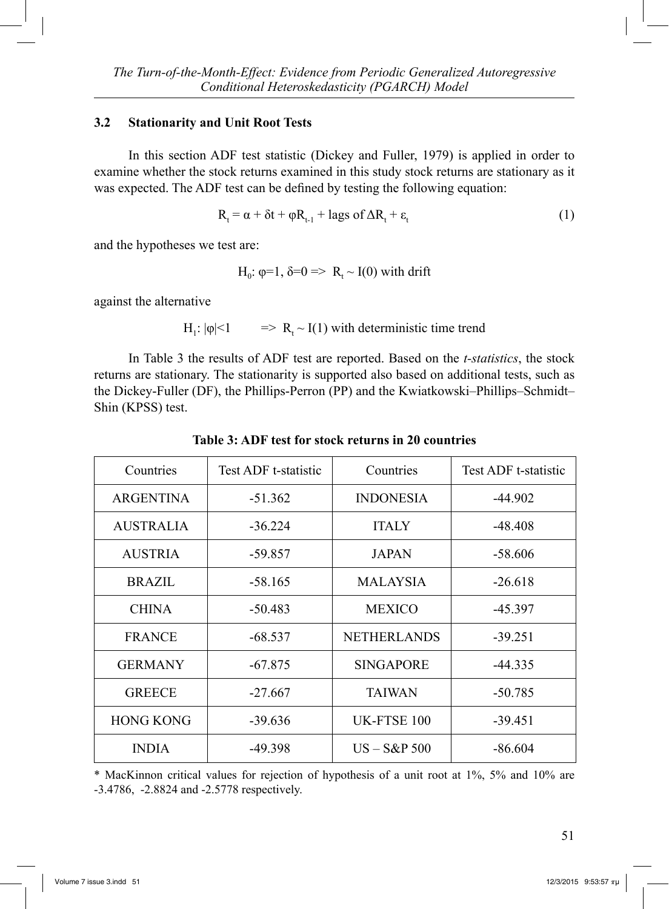### 3.2 Stationarity and Unit Root Tests

In this section ADF test statistic (Dickey and Fuller, 1979) is applied in order to examine whether the stock returns examined in this study stock returns are stationary as it was expected. The ADF test can be defined by testing the following equation:

$$R_t = \alpha + \delta t + \varphi R_{t-1} + \text{lags of } \Delta R_t + \varepsilon_t \quad (1)$$

and the hypotheses we test are:

$$H_0: \varphi=1, \delta=0 \Rightarrow R_t \sim I(0) \text{ with drift}$$

against the alternative

$$H_1: |\varphi|<1 \quad \Rightarrow R_t \sim I(1) \text{ with deterministic time trend}$$

In Table 3 the results of ADF test are reported. Based on the *t-statistics*, the stock returns are stationary. The stationarity is supported also based on additional tests, such as the Dickey-Fuller (DF), the Phillips-Perron (PP) and the Kwiatkowski–Phillips–Schmidt–Shin (KPSS) test.

**Table 3: ADF test for stock returns in 20 countries**

| Countries | Test ADF t-statistic | Countries | Test ADF t-statistic |
|---|---|---|---|
| ARGENTINA | -51.362 | INDONESIA | -44.902 |
| AUSTRALIA | -36.224 | ITALY | -48.408 |
| AUSTRIA | -59.857 | JAPAN | -58.606 |
| BRAZIL | -58.165 | MALAYSIA | -26.618 |
| CHINA | -50.483 | MEXICO | -45.397 |
| FRANCE | -68.537 | NETHERLANDS | -39.251 |
| GERMANY | -67.875 | SINGAPORE | -44.335 |
| GREECE | -27.667 | TAIWAN | -50.785 |
| HONG KONG | -39.636 | UK-FTSE 100 | -39.451 |
| INDIA | -49.398 | US – S&P 500 | -86.604 |

* MacKinnon critical values for rejection of hypothesis of a unit root at 1%, 5% and 10% are -3.4786, -2.8824 and -2.5778 respectively.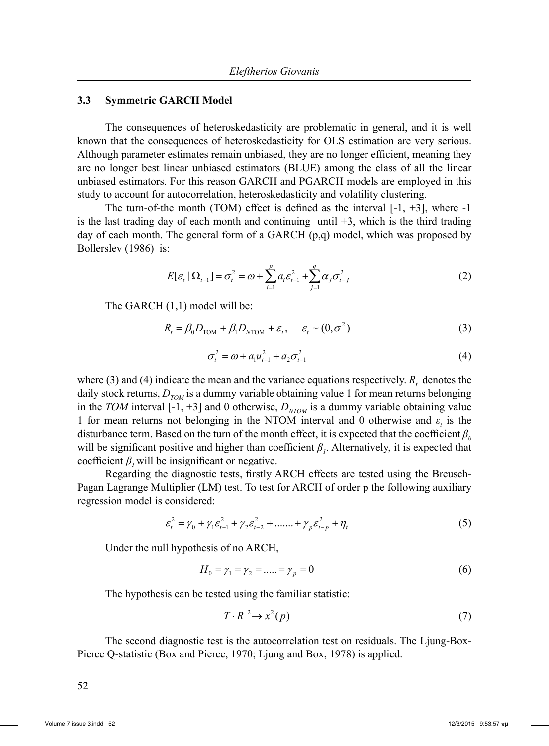### 3.3 Symmetric GARCH Model

The consequences of heteroskedasticity are problematic in general, and it is well known that the consequences of heteroskedasticity for OLS estimation are very serious. Although parameter estimates remain unbiased, they are no longer efficient, meaning they are no longer best linear unbiased estimators (BLUE) among the class of all the linear unbiased estimators. For this reason GARCH and PGARCH models are employed in this study to account for autocorrelation, heteroskedasticity and volatility clustering.

The turn-of-the month (TOM) effect is defined as the interval [-1, +3], where -1 is the last trading day of each month and continuing until +3, which is the third trading day of each month. The general form of a GARCH (p,q) model, which was proposed by Bollerslev (1986) is:

$$E[\varepsilon_t \mid \Omega_{t-1}] = \sigma_t^2 = \omega + \sum_{i=1}^{p} a_i \varepsilon_{t-1}^2 + \sum_{j=1}^{q} \alpha_j \sigma_{t-j}^2 \tag{2}$$

The GARCH (1,1) model will be:

$$R_t = \beta_0 D_{\text{TOM}} + \beta_1 D_{N\text{TOM}} + \varepsilon_t, \quad \varepsilon_t \sim (0, \sigma^2) \tag{3}$$

$$\sigma_t^2 = \omega + a_1 u_{t-1}^2 + a_2 \sigma_{t-1}^2 \tag{4}$$

where (3) and (4) indicate the mean and the variance equations respectively. $R_t$ denotes the daily stock returns, $D_{TOM}$ is a dummy variable obtaining value 1 for mean returns belonging in the *TOM* interval [-1, +3] and 0 otherwise, $D_{NTOM}$ is a dummy variable obtaining value 1 for mean returns not belonging in the NTOM interval and 0 otherwise and $\varepsilon_t$ is the disturbance term. Based on the turn of the month effect, it is expected that the coefficient $\beta_0$ will be significant positive and higher than coefficient $\beta_1$. Alternatively, it is expected that coefficient $\beta_1$ will be insignificant or negative.

Regarding the diagnostic tests, firstly ARCH effects are tested using the Breusch-Pagan Lagrange Multiplier (LM) test. To test for ARCH of order p the following auxiliary regression model is considered:

$$\varepsilon_t^2 = \gamma_0 + \gamma_1 \varepsilon_{t-1}^2 + \gamma_2 \varepsilon_{t-2}^2 + \ldots\ldots + \gamma_p \varepsilon_{t-p}^2 + \eta_t \tag{5}$$

Under the null hypothesis of no ARCH,

$$H_0 = \gamma_1 = \gamma_2 = \ldots.. = \gamma_p = 0 \tag{6}$$

The hypothesis can be tested using the familiar statistic:

$$T \cdot R^2 \rightarrow x^2(p) \tag{7}$$

The second diagnostic test is the autocorrelation test on residuals. The Ljung-Box-Pierce Q-statistic (Box and Pierce, 1970; Ljung and Box, 1978) is applied.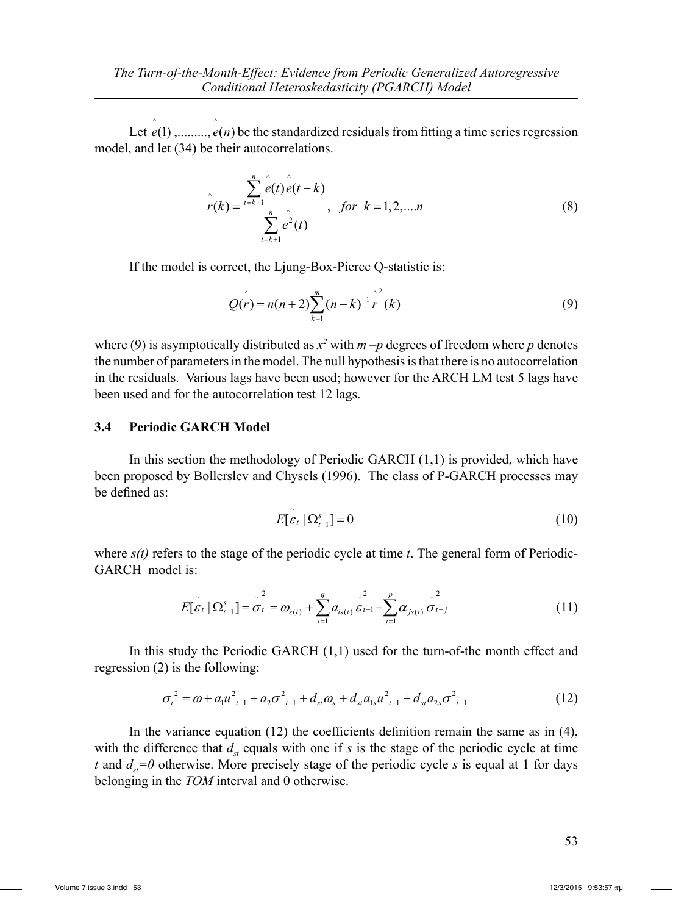Let $\hat{e}(1)$ ,.........., $\hat{e}(n)$ be the standardized residuals from fitting a time series regression model, and let (34) be their autocorrelations.

$$\hat{r}(k) = \frac{\sum_{t=k+1}^{n} \hat{e}(t)\hat{e}(t-k)}{\sum_{t=k+1}^{n} \hat{e}^2(t)}, \quad for \;\; k = 1,2,....n \tag{8}$$

If the model is correct, the Ljung-Box-Pierce Q-statistic is:

$$\hat{Q}(r) = n(n+2)\sum_{k=1}^{m}(n-k)^{-1}\hat{r}^{2}(k) \tag{9}$$

where (9) is asymptotically distributed as $x^2$ with $m-p$ degrees of freedom where $p$ denotes the number of parameters in the model. The null hypothesis is that there is no autocorrelation in the residuals. Various lags have been used; however for the ARCH LM test 5 lags have been used and for the autocorrelation test 12 lags.

### 3.4 Periodic GARCH Model

In this section the methodology of Periodic GARCH (1,1) is provided, which have been proposed by Bollerslev and Chysels (1996). The class of P-GARCH processes may be defined as:

$$E[\tilde{\varepsilon}_t \mid \Omega^s_{t-1}] = 0 \tag{10}$$

where $s(t)$ refers to the stage of the periodic cycle at time $t$. The general form of Periodic-GARCH model is:

$$E[\tilde{\varepsilon}_t \mid \Omega^s_{t-1}] = \tilde{\sigma}^2_t = \omega_{s(t)} + \sum_{i=1}^{q} a_{is(t)}\tilde{\varepsilon}^2_{t-1} + \sum_{j=1}^{p} \alpha_{js(t)}\tilde{\sigma}^2_{t-j} \tag{11}$$

In this study the Periodic GARCH (1,1) used for the turn-of-the month effect and regression (2) is the following:

$$\sigma_t^{\,2} = \omega + a_1 u^2_{\;t-1} + a_2\sigma^2_{\;t-1} + d_{st}\omega_s + d_{st}a_{1s}u^2_{\;t-1} + d_{st}a_{2s}\sigma^2_{\;t-1} \tag{12}$$

In the variance equation (12) the coefficients definition remain the same as in (4), with the difference that $d_{st}$ equals with one if $s$ is the stage of the periodic cycle at time $t$ and $d_{st}=0$ otherwise. More precisely stage of the periodic cycle $s$ is equal at 1 for days belonging in the *TOM* interval and 0 otherwise.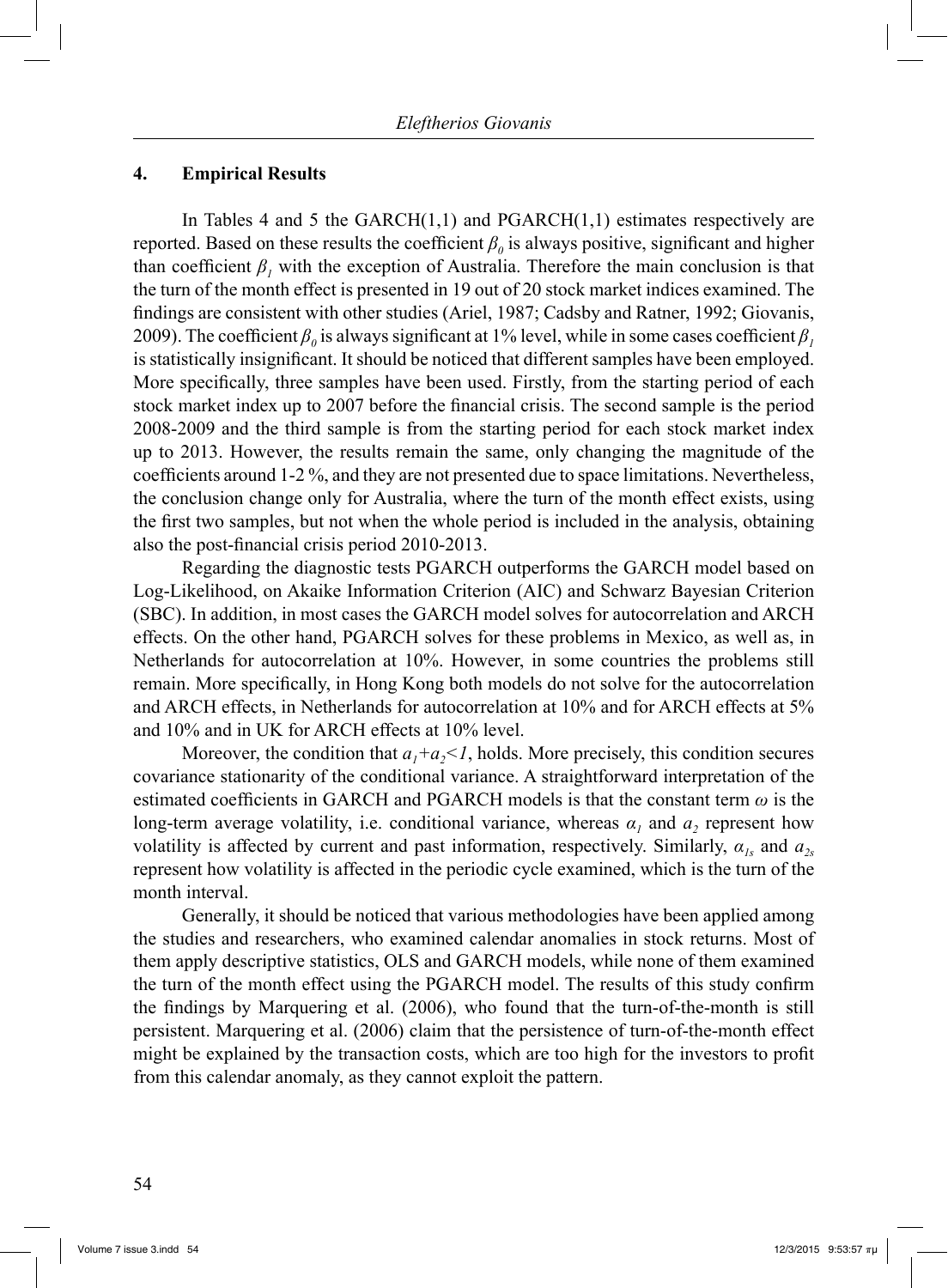## 4. Empirical Results

In Tables 4 and 5 the GARCH(1,1) and PGARCH(1,1) estimates respectively are reported. Based on these results the coefficient $\beta_0$ is always positive, significant and higher than coefficient $\beta_1$ with the exception of Australia. Therefore the main conclusion is that the turn of the month effect is presented in 19 out of 20 stock market indices examined. The findings are consistent with other studies (Ariel, 1987; Cadsby and Ratner, 1992; Giovanis, 2009). The coefficient $\beta_0$ is always significant at 1% level, while in some cases coefficient $\beta_1$ is statistically insignificant. It should be noticed that different samples have been employed. More specifically, three samples have been used. Firstly, from the starting period of each stock market index up to 2007 before the financial crisis. The second sample is the period 2008-2009 and the third sample is from the starting period for each stock market index up to 2013. However, the results remain the same, only changing the magnitude of the coefficients around 1-2 %, and they are not presented due to space limitations. Nevertheless, the conclusion change only for Australia, where the turn of the month effect exists, using the first two samples, but not when the whole period is included in the analysis, obtaining also the post-financial crisis period 2010-2013.

Regarding the diagnostic tests PGARCH outperforms the GARCH model based on Log-Likelihood, on Akaike Information Criterion (AIC) and Schwarz Bayesian Criterion (SBC). In addition, in most cases the GARCH model solves for autocorrelation and ARCH effects. On the other hand, PGARCH solves for these problems in Mexico, as well as, in Netherlands for autocorrelation at 10%. However, in some countries the problems still remain. More specifically, in Hong Kong both models do not solve for the autocorrelation and ARCH effects, in Netherlands for autocorrelation at 10% and for ARCH effects at 5% and 10% and in UK for ARCH effects at 10% level.

Moreover, the condition that $a_1+a_2<1$, holds. More precisely, this condition secures covariance stationarity of the conditional variance. A straightforward interpretation of the estimated coefficients in GARCH and PGARCH models is that the constant term $\omega$ is the long-term average volatility, i.e. conditional variance, whereas $\alpha_1$ and $a_2$ represent how volatility is affected by current and past information, respectively. Similarly, $\alpha_{1s}$ and $a_{2s}$ represent how volatility is affected in the periodic cycle examined, which is the turn of the month interval.

Generally, it should be noticed that various methodologies have been applied among the studies and researchers, who examined calendar anomalies in stock returns. Most of them apply descriptive statistics, OLS and GARCH models, while none of them examined the turn of the month effect using the PGARCH model. The results of this study confirm the findings by Marquering et al. (2006), who found that the turn-of-the-month is still persistent. Marquering et al. (2006) claim that the persistence of turn-of-the-month effect might be explained by the transaction costs, which are too high for the investors to profit from this calendar anomaly, as they cannot exploit the pattern.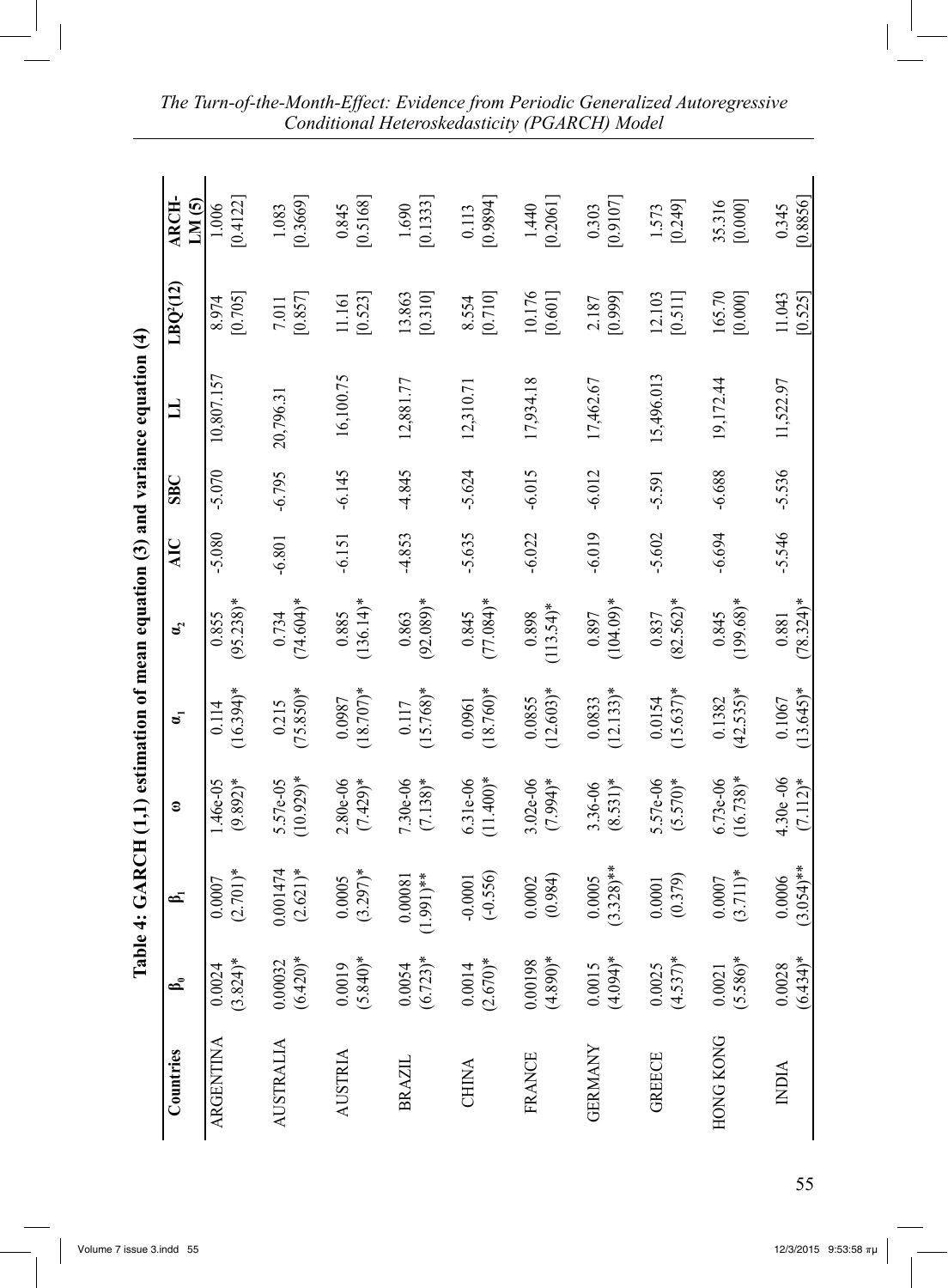**Table 4: GARCH (1,1) estimation of mean equation (3) and variance equation (4)**

| Countries | $\beta_0$ | $\beta_1$ | $\omega$ | $\alpha_1$ | $\alpha_2$ | AIC | SBC | LL | $LBQ^2(12)$ | ARCH-LM (5) |
|---|---|---|---|---|---|---|---|---|---|---|
| ARGENTINA | 0.0024 (3.824)* | 0.0007 (2.701)* | 1.46e-05 (9.892)* | 0.114 (16.394)* | 0.855 (95.238)* | -5.080 | -5.070 | 10,807.157 | 8.974 [0.705] | 1.006 [0.4122] |
| AUSTRALIA | 0.00032 (6.420)* | 0.001474 (2.621)* | 5.57e-05 (10.929)* | 0.215 (75.850)* | 0.734 (74.604)* | -6.801 | -6.795 | 20,796.31 | 7.011 [0.857] | 1.083 [0.3669] |
| AUSTRIA | 0.0019 (5.840)* | 0.0005 (3.297)* | 2.80e-06 (7.429)* | 0.0987 (18.707)* | 0.885 (136.14)* | -6.151 | -6.145 | 16,100.75 | 11.161 [0.523] | 0.845 [0.5168] |
| BRAZIL | 0.0054 (6.723)* | 0.00081 (1.991)** | 7.30e-06 (7.138)* | 0.117 (15.768)* | 0.863 (92.089)* | -4.853 | -4.845 | 12,881.77 | 13.863 [0.310] | 1.690 [0.1333] |
| CHINA | 0.0014 (2.670)* | -0.0001 (-0.556) | 6.31e-06 (11.400)* | 0.0961 (18.760)* | 0.845 (77.084)* | -5.635 | -5.624 | 12,310.71 | 8.554 [0.710] | 0.113 [0.9894] |
| FRANCE | 0.00198 (4.890)* | 0.0002 (0.984) | 3.02e-06 (7.994)* | 0.0855 (12.603)* | 0.898 (113.54)* | -6.022 | -6.015 | 17,934.18 | 10.176 [0.601] | 1.440 [0.2061] |
| GERMANY | 0.0015 (4.094)* | 0.0005 (3.328)** | 3.36-06 (8.531)* | 0.0833 (12.133)* | 0.897 (104.09)* | -6.019 | -6.012 | 17,462.67 | 2.187 [0.999] | 0.303 [0.9107] |
| GREECE | 0.0025 (4.537)* | 0.0001 (0.379) | 5.57e-06 (5.570)* | 0.0154 (15.637)* | 0.837 (82.562)* | -5.602 | -5.591 | 15,496.013 | 12.103 [0.511] | 1.573 [0.249] |
| HONG KONG | 0.0021 (5.586)* | 0.0007 (3.711)* | 6.73e-06 (16.738)* | 0.1382 (42.535)* | 0.845 (199.68)* | -6.694 | -6.688 | 19,172.44 | 165.70 [0.000] | 35.316 [0.000] |
| INDIA | 0.0028 (6.434)* | 0.0006 (3.054)** | 4.30e -06 (7.112)* | 0.1067 (13.645)* | 0.881 (78.324)* | -5.546 | -5.536 | 11,522.97 | 11.043 [0.525] | 0.345 [0.8856] |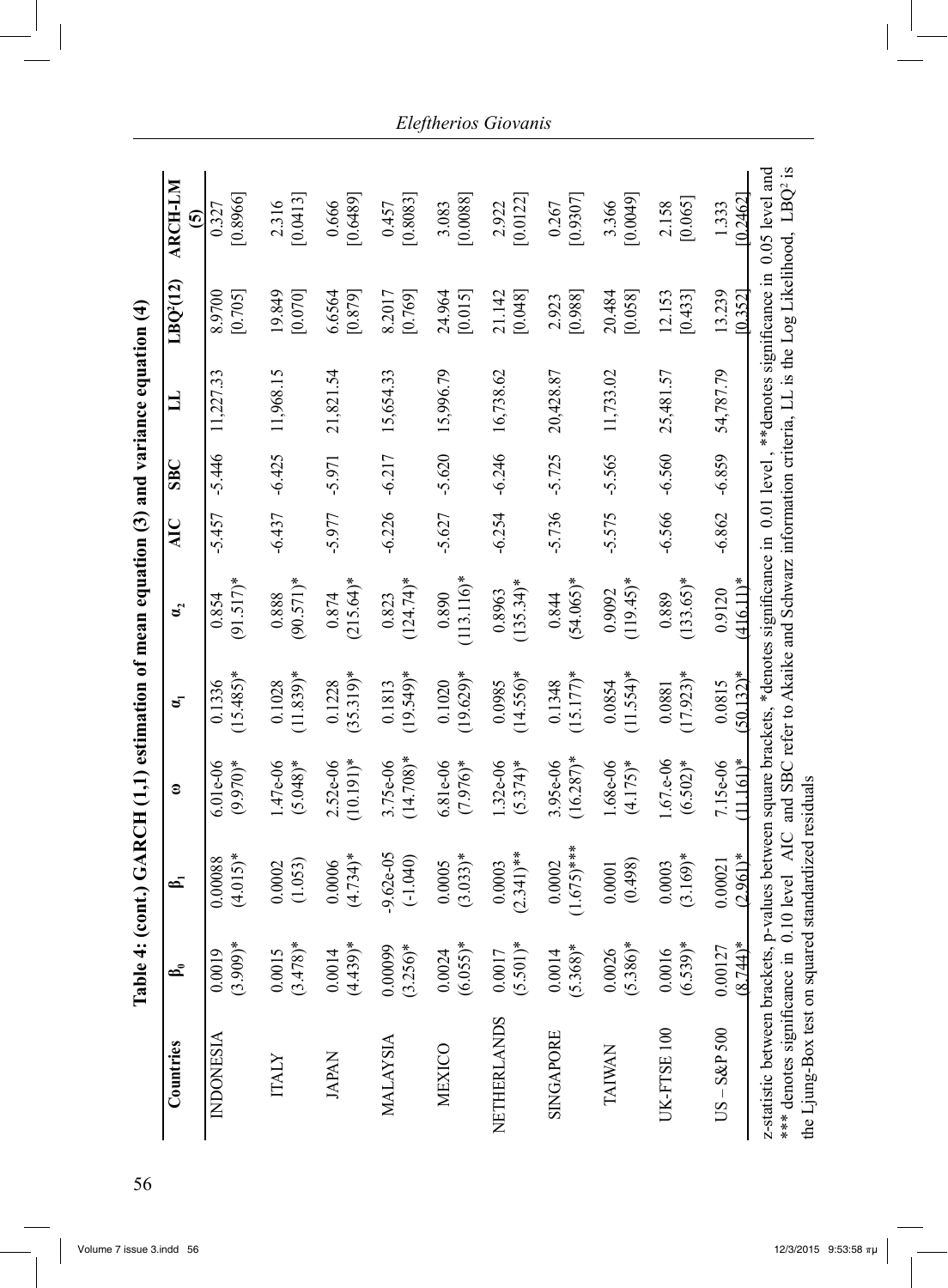**Table 4: (cont.) GARCH (1,1) estimation of mean equation (3) and variance equation (4)**

| Countries | $\beta_0$ | $\beta_1$ | $\omega$ | $\alpha_1$ | $\alpha_2$ | AIC | SBC | LL | $LBQ^2(12)$ | ARCH-LM (5) |
|---|---|---|---|---|---|---|---|---|---|---|
| INDONESIA | 0.0019 (3.909)* | 0.00088 (4.015)* | 6.01e-06 (9.970)* | 0.1336 (15.485)* | 0.854 (91.517)* | -5.457 | -5.446 | 11,227.33 | 8.9700 [0.705] | 0.327 [0.8966] |
| ITALY | 0.0015 (3.478)* | 0.0002 (1.053) | 1.47e-06 (5.048)* | 0.1028 (11.839)* | 0.888 (90.571)* | -6.437 | -6.425 | 11,968.15 | 19.849 [0.070] | 2.316 [0.0413] |
| JAPAN | 0.0014 (4.439)* | 0.0006 (4.734)* | 2.52e-06 (10.191)* | 0.1228 (35.319)* | 0.874 (215.64)* | -5.977 | -5.971 | 21,821.54 | 6.6564 [0.879] | 0.666 [0.6489] |
| MALAYSIA | 0.00099 (3.256)* | -9.62e-05 (-1.040) | 3.75e-06 (14.708)* | 0.1813 (19.549)* | 0.823 (124.74)* | -6.226 | -6.217 | 15,654.33 | 8.2017 [0.769] | 0.457 [0.8083] |
| MEXICO | 0.0024 (6.055)* | 0.0005 (3.033)* | 6.81e-06 (7.976)* | 0.1020 (19.629)* | 0.890 (113.116)* | -5.627 | -5.620 | 15,996.79 | 24.964 [0.015] | 3.083 [0.0088] |
| NETHERLANDS | 0.0017 (5.501)* | 0.0003 (2.341)** | 1.32e-06 (5.374)* | 0.0985 (14.556)* | 0.8963 (135.34)* | -6.254 | -6.246 | 16,738.62 | 21.142 [0.048] | 2.922 [0.0122] |
| SINGAPORE | 0.0014 (5.368)* | 0.0002 (1.675)*** | 3.95e-06 (16.287)* | 0.1348 (15.177)* | 0.844 (54.065)* | -5.736 | -5.725 | 20,428.87 | 2.923 [0.988] | 0.267 [0.9307] |
| TAIWAN | 0.0026 (5.386)* | 0.0001 (0.498) | 1.68e-06 (4.175)* | 0.0854 (11.554)* | 0.9092 (119.45)* | -5.575 | -5.565 | 11,733.02 | 20.484 [0.058] | 3.366 [0.0049] |
| UK-FTSE 100 | 0.0016 (6.539)* | 0.0003 (3.169)* | 1.67.e-06 (6.502)* | 0.0881 (17.923)* | 0.889 (133.65)* | -6.566 | -6.560 | 25,481.57 | 12.153 [0.433] | 2.158 [0.065] |
| US – S&P 500 | 0.00127 (8.744)* | 0.00021 (2.961)* | 7.15e-06 (11.161)* | 0.0815 (50.132)* | 0.9120 (416.11)* | -6.862 | -6.859 | 54,787.79 | 13.239 [0.352] | 1.333 [0.2462] |

z-statistic between brackets, p-values between square brackets, *denotes significance in 0.01 level , **denotes significance in 0.05 level and *** denotes significance in 0.10 level AIC and SBC refer to Akaike and Schwarz information criteria, LL is the Log Likelihood, $LBQ^2$ is the Ljung-Box test on squared standardized residuals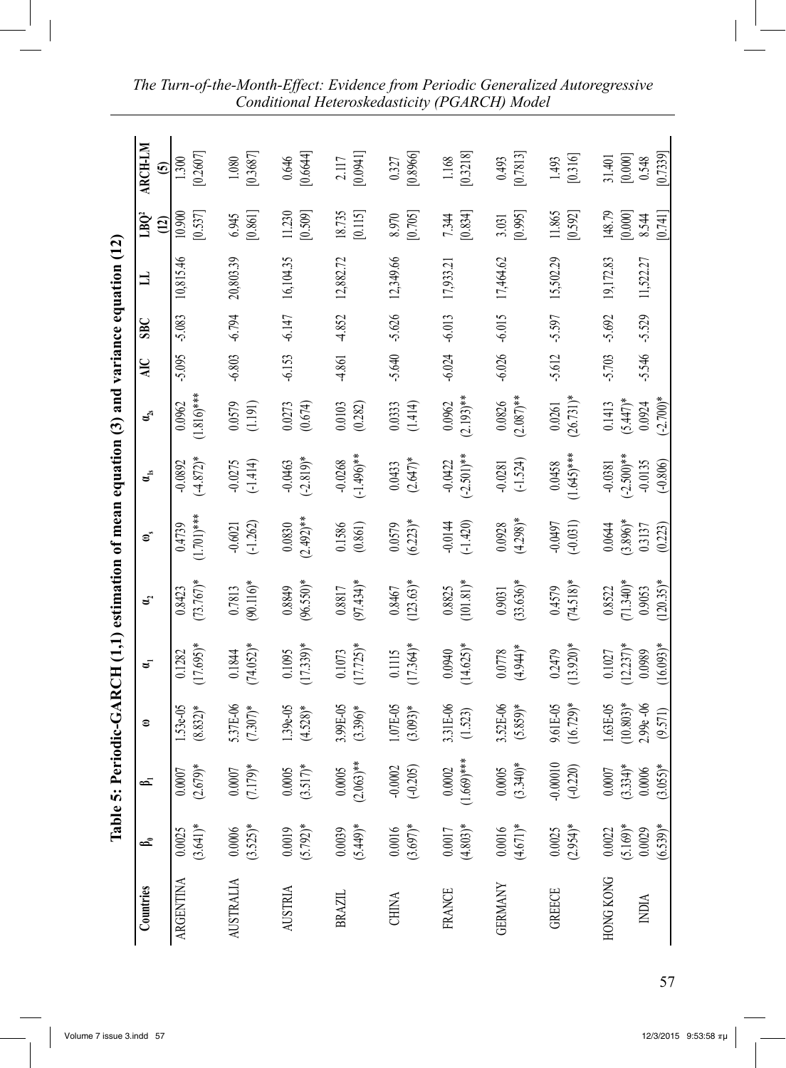**Table 5: Periodic-GARCH (1,1) estimation of mean equation (3) and variance equation (12)**

| Countries | $\beta_0$ | $\beta_1$ | $\omega$ | $\alpha_1$ | $\alpha_2$ | $\omega_s$ | $\alpha_{1s}$ | $\alpha_{2s}$ | AIC | SBC | LL | LBQ² (12) | ARCH-LM (5) |
|---|---|---|---|---|---|---|---|---|---|---|---|---|---|
| ARGENTINA | 0.0025 | 0.0007 | 1.53e-05 | 0.1282 | 0.8423 | 0.4739 | -0.0892 | 0.0962 | -5.095 | -5.083 | 10,815.46 | 10.900 | 1.300 |
| | (3.641)* | (2.679)* | (8.832)* | (17.695)* | (73.767)* | (1.701)*** | (-4.872)* | (1.816)*** | | | | [0.537] | [0.2607] |
| AUSTRALIA | 0.0006 | 0.0007 | 5.37E-06 | 0.1844 | 0.7813 | -0.6021 | -0.0275 | 0.0579 | -6.803 | -6.794 | 20,803.39 | 6.945 | 1.080 |
| | (3.525)* | (7.179)* | (7.307)* | (74.052)* | (90.116)* | (-1.262) | (-1.414) | (1.191) | | | | [0.861] | [0.3687] |
| AUSTRIA | 0.0019 | 0.0005 | 1.39e-05 | 0.1095 | 0.8849 | 0.0830 | -0.0463 | 0.0273 | -6.153 | -6.147 | 16,104.35 | 11.230 | 0.646 |
| | (5.792)* | (3.517)* | (4.528)* | (17.339)* | (96.550)* | (2.492)** | (-2.819)* | (0.674) | | | | [0.509] | [0.6644] |
| BRAZIL | 0.0039 | 0.0005 | 3.99E-05 | 0.1073 | 0.8817 | 0.1586 | -0.0268 | 0.0103 | -4.861 | -4.852 | 12,882.72 | 18.735 | 2.117 |
| | (5.449)* | (2.063)** | (3.396)* | (17.725)* | (97.434)* | (0.861) | (-1.496)** | (0.282) | | | | [0.115] | [0.0941] |
| CHINA | 0.0016 | -0.0002 | 1.07E-05 | 0.1115 | 0.8467 | 0.0579 | 0.0433 | 0.0333 | -5.640 | -5.626 | 12,349.66 | 8.970 | 0.327 |
| | (3.697)* | (-0.205) | (3.093)* | (17.364)* | (123.63)* | (6.223)* | (2.647)* | (1.414) | | | | [0.705] | [0.8966] |
| FRANCE | 0.0017 | 0.0002 | 3.31E-06 | 0.0940 | 0.8825 | -0.0144 | -0.0422 | 0.0962 | -6.024 | -6.013 | 17,933.21 | 7.344 | 1.168 |
| | (4.803)* | (1.669)*** | (1.523) | (14.625)* | (101.81)* | (-1.420) | (-2.501)** | (2.193)** | | | | [0.834] | [0.3218] |
| GERMANY | 0.0016 | 0.0005 | 3.52E-06 | 0.0778 | 0.9031 | 0.0928 | -0.0281 | 0.0826 | -6.026 | -6.015 | 17,464.62 | 3.031 | 0.493 |
| | (4.671)* | (3.340)* | (5.859)* | (4.944)* | (33.636)* | (4.298)* | (-1.524) | (2.087)** | | | | [0.995] | [0.7813] |
| GREECE | 0.0025 | -0.00010 | 9.61E-05 | 0.2479 | 0.4579 | -0.0497 | 0.0458 | 0.0261 | -5.612 | -5.597 | 15,502.29 | 11.865 | 1.493 |
| | (2.954)* | (-0.220) | (16.729)* | (13.920)* | (74.518)* | (-0.031) | (1.645)*** | (26.731)* | | | | [0.592] | [0.316] |
| HONG KONG | 0.0022 | 0.0007 | 1.63E-05 | 0.1027 | 0.8522 | 0.0644 | -0.0381 | 0.1413 | -5.703 | -5.692 | 19,172.83 | 148.79 | 31.401 |
| | (5.169)* | (3.334)* | (10.803)* | (12.237)* | (71.340)* | (3.896)* | (-2.500)** | (5.447)* | | | | [0.000] | [0.000] |
| INDIA | 0.0029 | 0.0006 | 2.99e -06 | 0.0989 | 0.9053 | 0.3137 | -0.0135 | 0.0924 | -5.546 | -5.529 | 11,522.27 | 8.544 | 0.548 |
| | (6.539)* | (3.055)* | (9.571) | (16.093)* | (120.35)* | (0.223) | (-0.806) | (-2.700)* | | | | [0.741] | [0.7339] |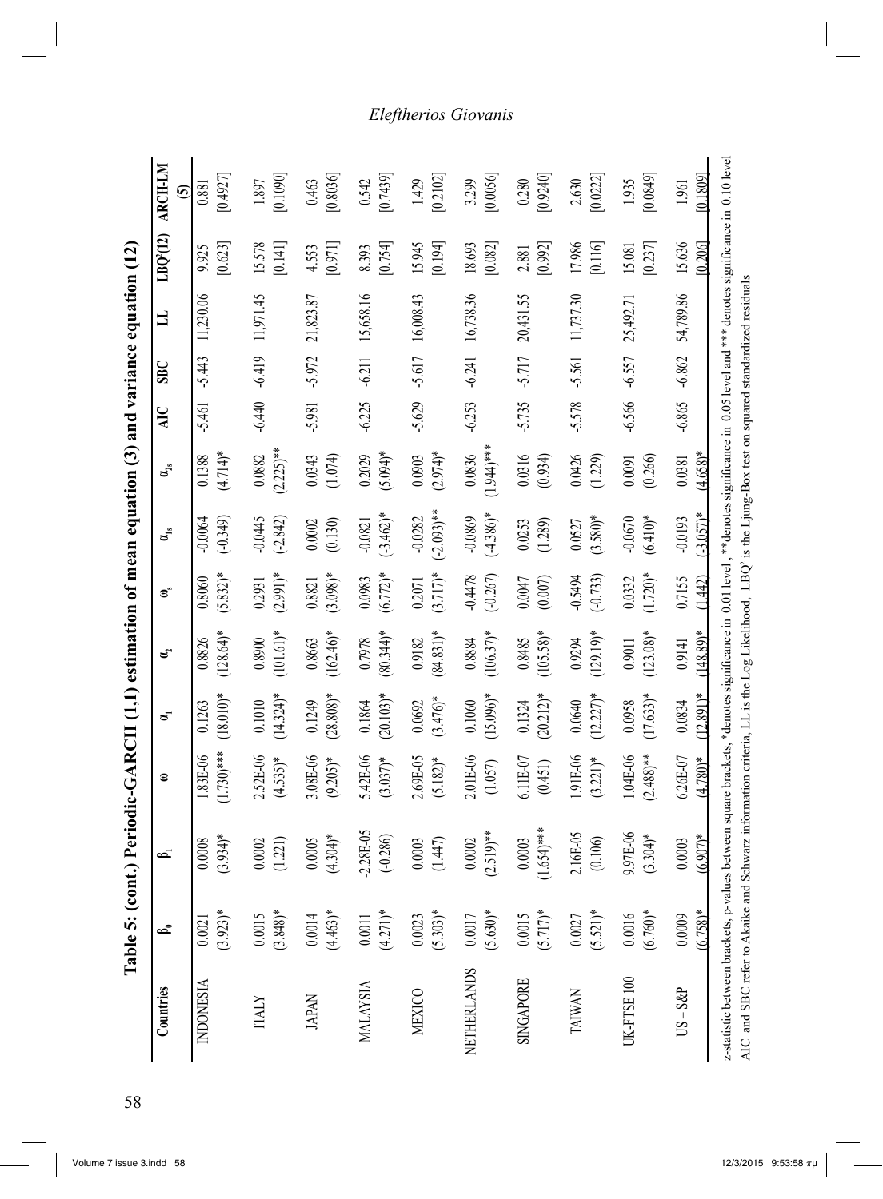**Table 5: (cont.) Periodic-GARCH (1,1) estimation of mean equation (3) and variance equation (12)**

| Countries | $\beta_0$ | $\beta_1$ | $\omega$ | $\alpha_1$ | $\alpha_2$ | $\omega_s$ | $\alpha_{1s}$ | $\alpha_{2s}$ | AIC | SBC | LL | $LBQ^2(12)$ | ARCH-LM (5) |
|---|---|---|---|---|---|---|---|---|---|---|---|---|---|
| INDONESIA | 0.0021 | 0.0008 | 1.83E-06 | 0.1263 | 0.8826 | 0.8060 | -0.0064 | 0.1388 | -5.461 | -5.443 | 11,230.06 | 9.925 | 0.881 |
| | (3.923)* | (3.934)* | (1.730)*** | (18.010)* | (128.64)* | (5.832)* | (-0.349) | (4.714)* | | | | [0.623] | [0.4927] |
| ITALY | 0.0015 | 0.0002 | 2.52E-06 | 0.1010 | 0.8900 | 0.2931 | -0.0445 | 0.0882 | -6.440 | -6.419 | 11,971.45 | 15.578 | 1.897 |
| | (3.848)* | (1.221) | (4.535)* | (14.324)* | (101.61)* | (2.991)* | (-2.842) | (2.225)** | | | | [0.141] | [0.1090] |
| JAPAN | 0.0014 | 0.0005 | 3.08E-06 | 0.1249 | 0.8663 | 0.8821 | 0.0002 | 0.0343 | -5.981 | -5.972 | 21,823.87 | 4.553 | 0.463 |
| | (4.463)* | (4.304)* | (9.205)* | (28.808)* | (162.46)* | (3.098)* | (0.130) | (1.074) | | | | [0.971] | [0.8036] |
| MALAYSIA | 0.0011 | -2.28E-05 | 5.42E-06 | 0.1864 | 0.7978 | 0.0983 | -0.0821 | 0.2029 | -6.225 | -6.211 | 15,658.16 | 8.393 | 0.542 |
| | (4.271)* | (-0.286) | (3.037)* | (20.103)* | (80.344)* | (6.772)* | (-3.462)* | (5.094)* | | | | [0.754] | [0.7439] |
| MEXICO | 0.0023 | 0.0003 | 2.69E-05 | 0.0692 | 0.9182 | 0.2071 | -0.0282 | 0.0903 | -5.629 | -5.617 | 16,008.43 | 15.945 | 1.429 |
| | (5.303)* | (1.447) | (5.182)* | (3.476)* | (84.831)* | (3.717)* | (-2.093)** | (2.974)* | | | | [0.194] | [0.2102] |
| NETHERLANDS | 0.0017 | 0.0002 | 2.01E-06 | 0.1060 | 0.8884 | -0.4478 | -0.0869 | 0.0836 | -6.253 | -6.241 | 16,738.36 | 18.693 | 3.299 |
| | (5.630)* | (2.519)** | (1.057) | (15.096)* | (106.37)* | (-0.267) | (-4.386)* | (1.944)*** | | | | [0.082] | [0.0056] |
| SINGAPORE | 0.0015 | 0.0003 | 6.11E-07 | 0.1324 | 0.8485 | 0.0047 | 0.0253 | 0.0316 | -5.735 | -5.717 | 20,431.55 | 2.881 | 0.280 |
| | (5.717)* | (1.654)*** | (0.451) | (20.212)* | (105.58)* | (0.007) | (1.289) | (0.934) | | | | [0.992] | [0.9240] |
| TAIWAN | 0.0027 | 2.16E-05 | 1.91E-06 | 0.0640 | 0.9294 | -0.5494 | 0.0527 | 0.0426 | -5.578 | -5.561 | 11,737.30 | 17.986 | 2.630 |
| | (5.521)* | (0.106) | (3.221)* | (12.227)* | (129.19)* | (-0.733) | (3.580)* | (1.229) | | | | [0.116] | [0.0222] |
| UK-FTSE 100 | 0.0016 | 9.97E-06 | 1.04E-06 | 0.0958 | 0.9011 | 0.0332 | -0.0670 | 0.0091 | -6.566 | -6.557 | 25,492.71 | 15.081 | 1.935 |
| | (6.760)* | (3.304)* | (2.488)** | (17.633)* | (123.08)* | (1.720)* | (6.410)* | (0.266) | | | | [0.237] | [0.0849] |
| US – S&P | 0.0009 | 0.0003 | 6.26E-07 | 0.0834 | 0.9141 | 0.7155 | -0.0193 | 0.0381 | -6.865 | -6.862 | 54,789.86 | 15.636 | 1.961 |
| | (6.758)* | (6.907)* | (4.780)* | (12.891)* | (148.89)* | (1.442) | (-3.057)* | (4.658)* | | | | [0.206] | [0.1809] |

z-statistic between brackets, p-values between square brackets, *denotes significance in 0.01 level , **denotes significance in 0.05 level and *** denotes significance in 0.10 level
AIC and SBC refer to Akaike and Schwarz information criteria, LL is the Log Likelihood, $LBQ^2$ is the Ljung-Box test on squared standardized residuals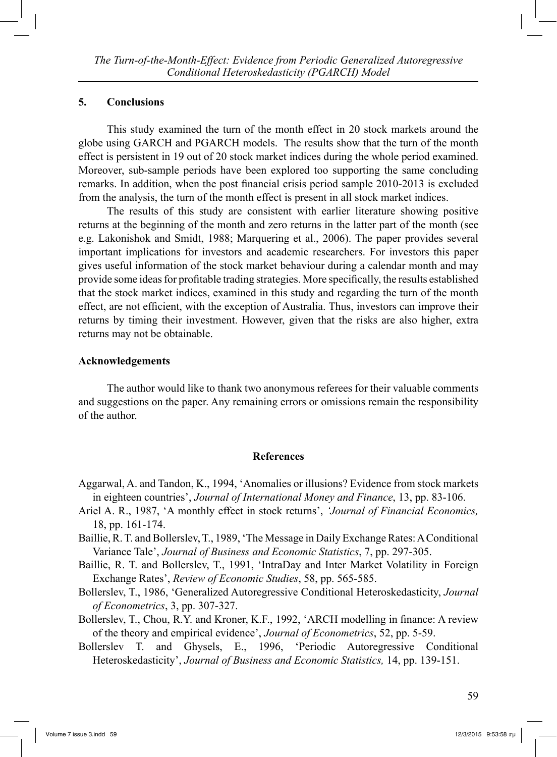## 5. Conclusions

This study examined the turn of the month effect in 20 stock markets around the globe using GARCH and PGARCH models. The results show that the turn of the month effect is persistent in 19 out of 20 stock market indices during the whole period examined. Moreover, sub-sample periods have been explored too supporting the same concluding remarks. In addition, when the post financial crisis period sample 2010-2013 is excluded from the analysis, the turn of the month effect is present in all stock market indices.

The results of this study are consistent with earlier literature showing positive returns at the beginning of the month and zero returns in the latter part of the month (see e.g. Lakonishok and Smidt, 1988; Marquering et al., 2006). The paper provides several important implications for investors and academic researchers. For investors this paper gives useful information of the stock market behaviour during a calendar month and may provide some ideas for profitable trading strategies. More specifically, the results established that the stock market indices, examined in this study and regarding the turn of the month effect, are not efficient, with the exception of Australia. Thus, investors can improve their returns by timing their investment. However, given that the risks are also higher, extra returns may not be obtainable.

### Acknowledgements

The author would like to thank two anonymous referees for their valuable comments and suggestions on the paper. Any remaining errors or omissions remain the responsibility of the author.

### References

Aggarwal, A. and Tandon, K., 1994, 'Anomalies or illusions? Evidence from stock markets in eighteen countries', *Journal of International Money and Finance*, 13, pp. 83-106.

Ariel A. R., 1987, 'A monthly effect in stock returns', *'Journal of Financial Economics,* 18, pp. 161-174.

Baillie, R. T. and Bollerslev, T., 1989, 'The Message in Daily Exchange Rates: A Conditional Variance Tale', *Journal of Business and Economic Statistics*, 7, pp. 297-305.

Baillie, R. T. and Bollerslev, T., 1991, 'IntraDay and Inter Market Volatility in Foreign Exchange Rates', *Review of Economic Studies*, 58, pp. 565-585.

Bollerslev, T., 1986, 'Generalized Autoregressive Conditional Heteroskedasticity, *Journal of Econometrics*, 3, pp. 307-327.

Bollerslev, T., Chou, R.Y. and Kroner, K.F., 1992, 'ARCH modelling in finance: A review of the theory and empirical evidence', *Journal of Econometrics*, 52, pp. 5-59.

Bollerslev T. and Ghysels, E., 1996, 'Periodic Autoregressive Conditional Heteroskedasticity', *Journal of Business and Economic Statistics,* 14, pp. 139-151.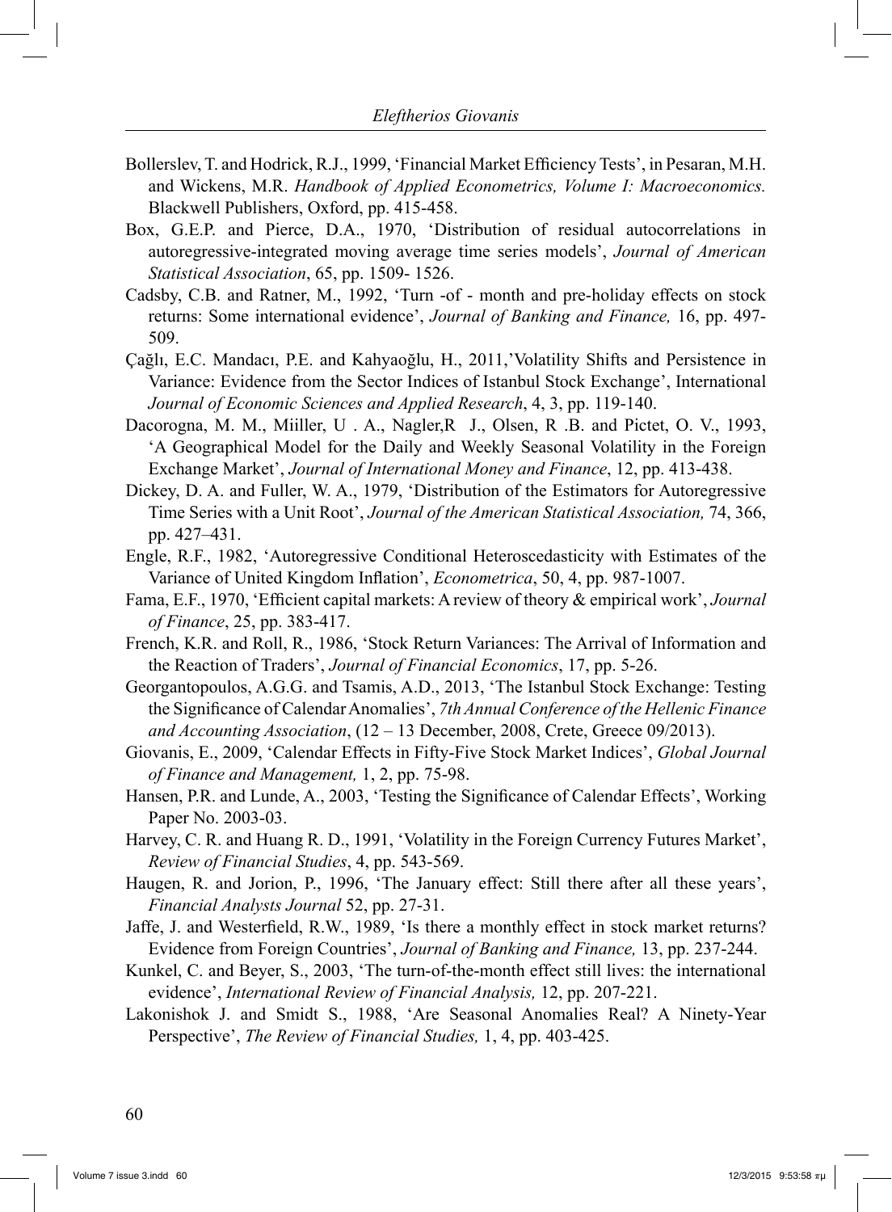Bollerslev, T. and Hodrick, R.J., 1999, 'Financial Market Efficiency Tests', in Pesaran, M.H. and Wickens, M.R. *Handbook of Applied Econometrics, Volume I: Macroeconomics.* Blackwell Publishers, Oxford, pp. 415-458.

Box, G.E.P. and Pierce, D.A., 1970, 'Distribution of residual autocorrelations in autoregressive-integrated moving average time series models', *Journal of American Statistical Association*, 65, pp. 1509- 1526.

Cadsby, C.B. and Ratner, M., 1992, 'Turn -of - month and pre-holiday effects on stock returns: Some international evidence', *Journal of Banking and Finance,* 16, pp. 497-509.

Çağlı, E.C. Mandacı, P.E. and Kahyaoğlu, H., 2011,'Volatility Shifts and Persistence in Variance: Evidence from the Sector Indices of Istanbul Stock Exchange', International *Journal of Economic Sciences and Applied Research*, 4, 3, pp. 119-140.

Dacorogna, M. M., Miiller, U . A., Nagler,R J., Olsen, R .B. and Pictet, O. V., 1993, 'A Geographical Model for the Daily and Weekly Seasonal Volatility in the Foreign Exchange Market', *Journal of International Money and Finance*, 12, pp. 413-438.

Dickey, D. A. and Fuller, W. A., 1979, 'Distribution of the Estimators for Autoregressive Time Series with a Unit Root', *Journal of the American Statistical Association,* 74, 366, pp. 427–431.

Engle, R.F., 1982, 'Autoregressive Conditional Heteroscedasticity with Estimates of the Variance of United Kingdom Inflation', *Econometrica*, 50, 4, pp. 987-1007.

Fama, E.F., 1970, 'Efficient capital markets: A review of theory & empirical work', *Journal of Finance*, 25, pp. 383-417.

French, K.R. and Roll, R., 1986, 'Stock Return Variances: The Arrival of Information and the Reaction of Traders', *Journal of Financial Economics*, 17, pp. 5-26.

Georgantopoulos, A.G.G. and Tsamis, A.D., 2013, 'The Istanbul Stock Exchange: Testing the Significance of Calendar Anomalies', *7th Annual Conference of the Hellenic Finance and Accounting Association*, (12 – 13 December, 2008, Crete, Greece 09/2013).

Giovanis, E., 2009, 'Calendar Effects in Fifty-Five Stock Market Indices', *Global Journal of Finance and Management,* 1, 2, pp. 75-98.

Hansen, P.R. and Lunde, A., 2003, 'Testing the Significance of Calendar Effects', Working Paper No. 2003-03.

Harvey, C. R. and Huang R. D., 1991, 'Volatility in the Foreign Currency Futures Market', *Review of Financial Studies*, 4, pp. 543-569.

Haugen, R. and Jorion, P., 1996, 'The January effect: Still there after all these years', *Financial Analysts Journal* 52, pp. 27-31.

Jaffe, J. and Westerfield, R.W., 1989, 'Is there a monthly effect in stock market returns? Evidence from Foreign Countries', *Journal of Banking and Finance,* 13, pp. 237-244.

Kunkel, C. and Beyer, S., 2003, 'The turn-of-the-month effect still lives: the international evidence', *International Review of Financial Analysis,* 12, pp. 207-221.

Lakonishok J. and Smidt S., 1988, 'Are Seasonal Anomalies Real? A Ninety-Year Perspective', *The Review of Financial Studies,* 1, 4, pp. 403-425.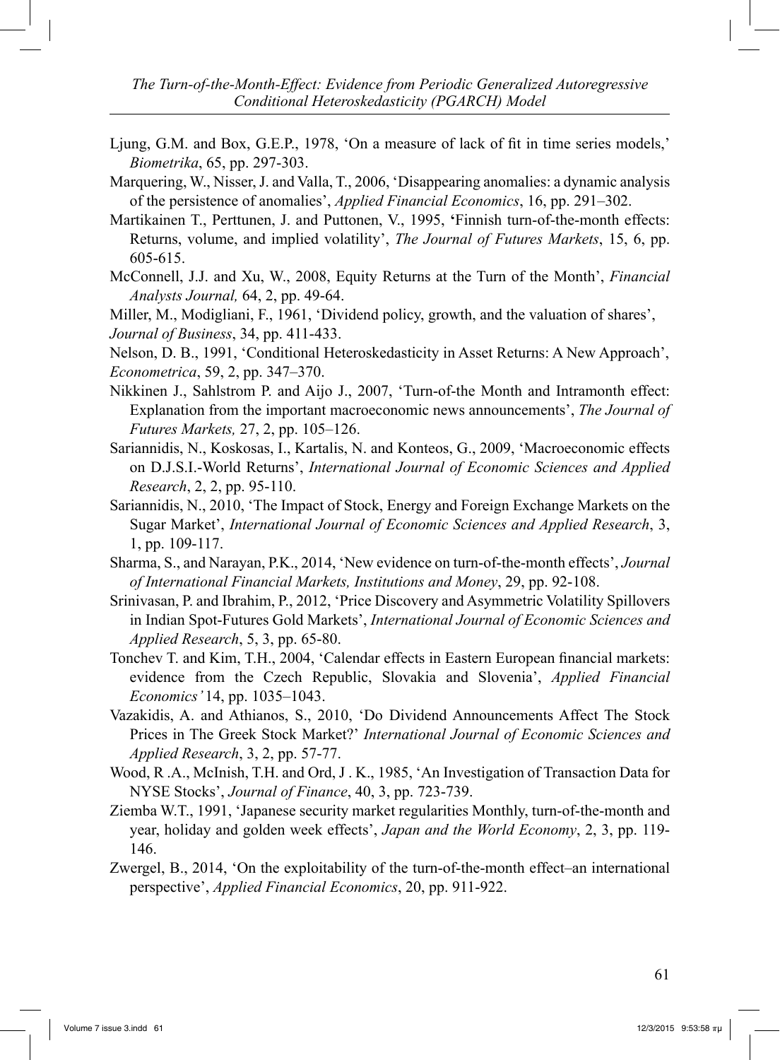Ljung, G.M. and Box, G.E.P., 1978, 'On a measure of lack of fit in time series models,' *Biometrika*, 65, pp. 297-303.

Marquering, W., Nisser, J. and Valla, T., 2006, 'Disappearing anomalies: a dynamic analysis of the persistence of anomalies', *Applied Financial Economics*, 16, pp. 291–302.

Martikainen T., Perttunen, J. and Puttonen, V., 1995, 'Finnish turn-of-the-month effects: Returns, volume, and implied volatility', *The Journal of Futures Markets*, 15, 6, pp. 605-615.

McConnell, J.J. and Xu, W., 2008, Equity Returns at the Turn of the Month', *Financial Analysts Journal,* 64, 2, pp. 49-64.

Miller, M., Modigliani, F., 1961, 'Dividend policy, growth, and the valuation of shares', *Journal of Business*, 34, pp. 411-433.

Nelson, D. B., 1991, 'Conditional Heteroskedasticity in Asset Returns: A New Approach', *Econometrica*, 59, 2, pp. 347–370.

Nikkinen J., Sahlstrom P. and Aijo J., 2007, 'Turn-of-the Month and Intramonth effect: Explanation from the important macroeconomic news announcements', *The Journal of Futures Markets,* 27, 2, pp. 105–126.

Sariannidis, N., Koskosas, I., Kartalis, N. and Konteos, G., 2009, 'Macroeconomic effects on D.J.S.I.-World Returns', *International Journal of Economic Sciences and Applied Research*, 2, 2, pp. 95-110.

Sariannidis, N., 2010, 'The Impact of Stock, Energy and Foreign Exchange Markets on the Sugar Market', *International Journal of Economic Sciences and Applied Research*, 3, 1, pp. 109-117.

Sharma, S., and Narayan, P.K., 2014, 'New evidence on turn-of-the-month effects', *Journal of International Financial Markets, Institutions and Money*, 29, pp. 92-108.

Srinivasan, P. and Ibrahim, P., 2012, 'Price Discovery and Asymmetric Volatility Spillovers in Indian Spot-Futures Gold Markets', *International Journal of Economic Sciences and Applied Research*, 5, 3, pp. 65-80.

Tonchev T. and Kim, T.H., 2004, 'Calendar effects in Eastern European financial markets: evidence from the Czech Republic, Slovakia and Slovenia', *Applied Financial Economics'* 14, pp. 1035–1043.

Vazakidis, A. and Athianos, S., 2010, 'Do Dividend Announcements Affect The Stock Prices in The Greek Stock Market?' *International Journal of Economic Sciences and Applied Research*, 3, 2, pp. 57-77.

Wood, R .A., McInish, T.H. and Ord, J . K., 1985, 'An Investigation of Transaction Data for NYSE Stocks', *Journal of Finance*, 40, 3, pp. 723-739.

Ziemba W.T., 1991, 'Japanese security market regularities Monthly, turn-of-the-month and year, holiday and golden week effects', *Japan and the World Economy*, 2, 3, pp. 119-146.

Zwergel, B., 2014, 'On the exploitability of the turn-of-the-month effect–an international perspective', *Applied Financial Economics*, 20, pp. 911-922.